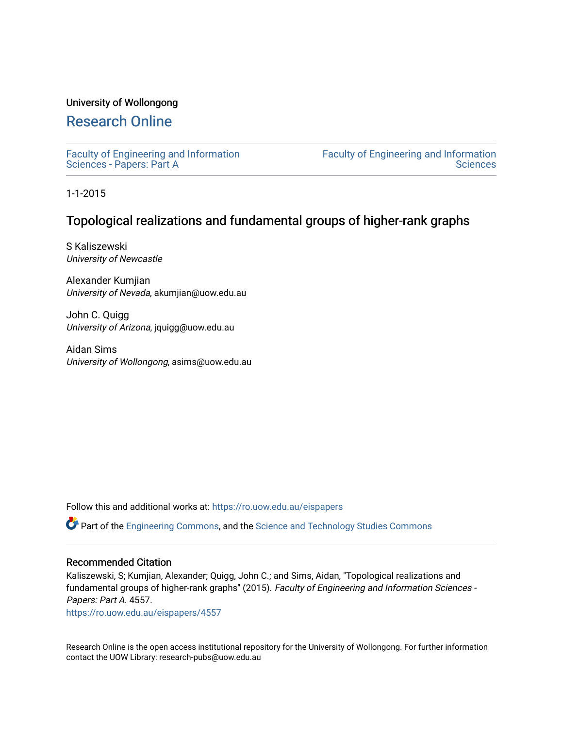University of Wollongong

# Research Online

Faculty of Engineering and Information Sciences - Papers: Part A

Faculty of Engineering and Information Sciences

1-1-2015

## Topological realizations and fundamental groups of higher-rank graphs

S Kaliszewski
*University of Newcastle*

Alexander Kumjian
*University of Nevada*, akumjian@uow.edu.au

John C. Quigg
*University of Arizona*, jquigg@uow.edu.au

Aidan Sims
*University of Wollongong*, asims@uow.edu.au

Follow this and additional works at: https://ro.uow.edu.au/eispapers

Part of the Engineering Commons, and the Science and Technology Studies Commons

### Recommended Citation

Kaliszewski, S; Kumjian, Alexander; Quigg, John C.; and Sims, Aidan, "Topological realizations and fundamental groups of higher-rank graphs" (2015). *Faculty of Engineering and Information Sciences - Papers: Part A*. 4557.
https://ro.uow.edu.au/eispapers/4557

Research Online is the open access institutional repository for the University of Wollongong. For further information contact the UOW Library: research-pubs@uow.edu.au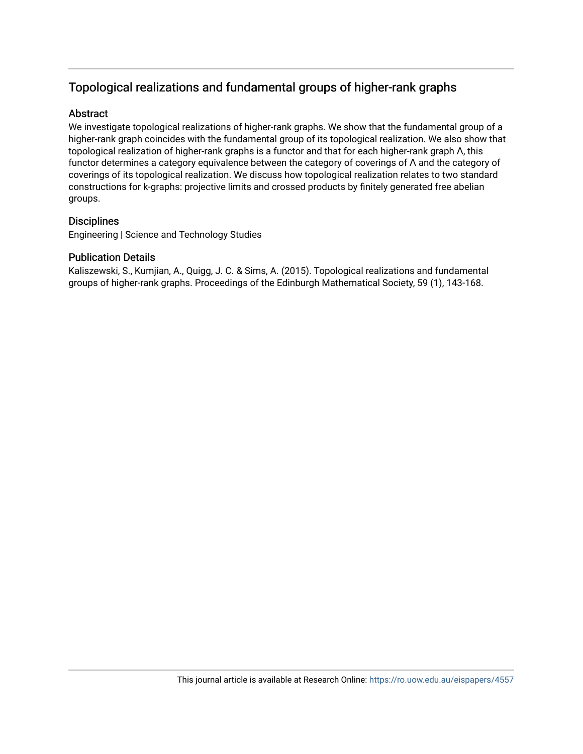# Topological realizations and fundamental groups of higher-rank graphs

## Abstract

We investigate topological realizations of higher-rank graphs. We show that the fundamental group of a higher-rank graph coincides with the fundamental group of its topological realization. We also show that topological realization of higher-rank graphs is a functor and that for each higher-rank graph Λ, this functor determines a category equivalence between the category of coverings of Λ and the category of coverings of its topological realization. We discuss how topological realization relates to two standard constructions for k-graphs: projective limits and crossed products by finitely generated free abelian groups.

## Disciplines

Engineering | Science and Technology Studies

## Publication Details

Kaliszewski, S., Kumjian, A., Quigg, J. C. & Sims, A. (2015). Topological realizations and fundamental groups of higher-rank graphs. Proceedings of the Edinburgh Mathematical Society, 59 (1), 143-168.

This journal article is available at Research Online: https://ro.uow.edu.au/eispapers/4557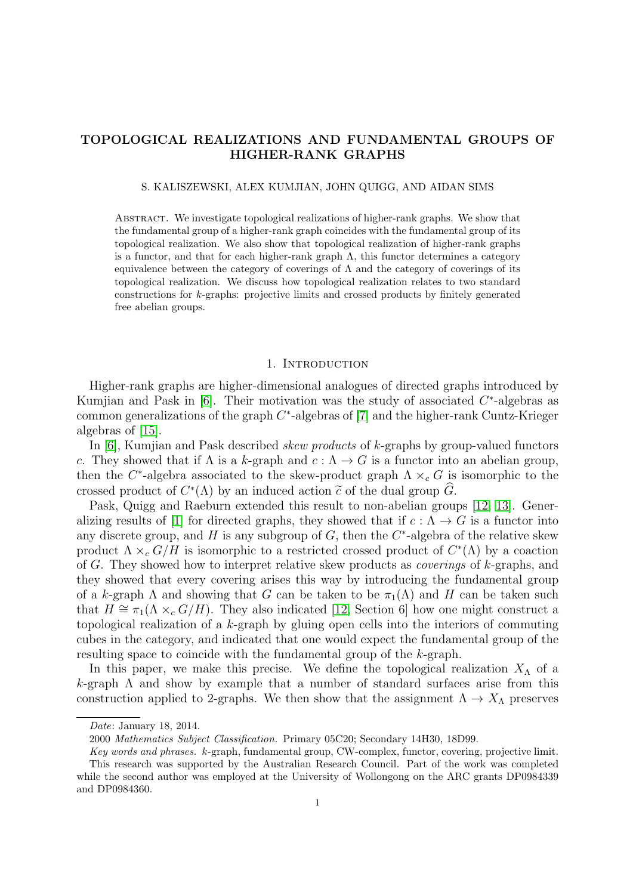# TOPOLOGICAL REALIZATIONS AND FUNDAMENTAL GROUPS OF HIGHER-RANK GRAPHS

S. KALISZEWSKI, ALEX KUMJIAN, JOHN QUIGG, AND AIDAN SIMS

Abstract. We investigate topological realizations of higher-rank graphs. We show that the fundamental group of a higher-rank graph coincides with the fundamental group of its topological realization. We also show that topological realization of higher-rank graphs is a functor, and that for each higher-rank graph $\Lambda$, this functor determines a category equivalence between the category of coverings of $\Lambda$ and the category of coverings of its topological realization. We discuss how topological realization relates to two standard constructions for $k$-graphs: projective limits and crossed products by finitely generated free abelian groups.

## 1. Introduction

Higher-rank graphs are higher-dimensional analogues of directed graphs introduced by Kumjian and Pask in [6]. Their motivation was the study of associated $C^*$-algebras as common generalizations of the graph $C^*$-algebras of [7] and the higher-rank Cuntz-Krieger algebras of [15].

In [6], Kumjian and Pask described *skew products* of $k$-graphs by group-valued functors $c$. They showed that if $\Lambda$ is a $k$-graph and $c : \Lambda \to G$ is a functor into an abelian group, then the $C^*$-algebra associated to the skew-product graph $\Lambda \times_c G$ is isomorphic to the crossed product of $C^*(\Lambda)$ by an induced action $\widetilde{c}$ of the dual group $\widehat{G}$.

Pask, Quigg and Raeburn extended this result to non-abelian groups [12, 13]. Generalizing results of [1] for directed graphs, they showed that if $c : \Lambda \to G$ is a functor into any discrete group, and $H$ is any subgroup of $G$, then the $C^*$-algebra of the relative skew product $\Lambda \times_c G/H$ is isomorphic to a restricted crossed product of $C^*(\Lambda)$ by a coaction of $G$. They showed how to interpret relative skew products as *coverings* of $k$-graphs, and they showed that every covering arises this way by introducing the fundamental group of a $k$-graph $\Lambda$ and showing that $G$ can be taken to be $\pi_1(\Lambda)$ and $H$ can be taken such that $H \cong \pi_1(\Lambda \times_c G/H)$. They also indicated [12, Section 6] how one might construct a topological realization of a $k$-graph by gluing open cells into the interiors of commuting cubes in the category, and indicated that one would expect the fundamental group of the resulting space to coincide with the fundamental group of the $k$-graph.

In this paper, we make this precise. We define the topological realization $X_\Lambda$ of a $k$-graph $\Lambda$ and show by example that a number of standard surfaces arise from this construction applied to 2-graphs. We then show that the assignment $\Lambda \to X_\Lambda$ preserves

---

*Date*: January 18, 2014.

2000 *Mathematics Subject Classification.* Primary 05C20; Secondary 14H30, 18D99.

*Key words and phrases.* $k$-graph, fundamental group, CW-complex, functor, covering, projective limit.

This research was supported by the Australian Research Council. Part of the work was completed while the second author was employed at the University of Wollongong on the ARC grants DP0984339 and DP0984360.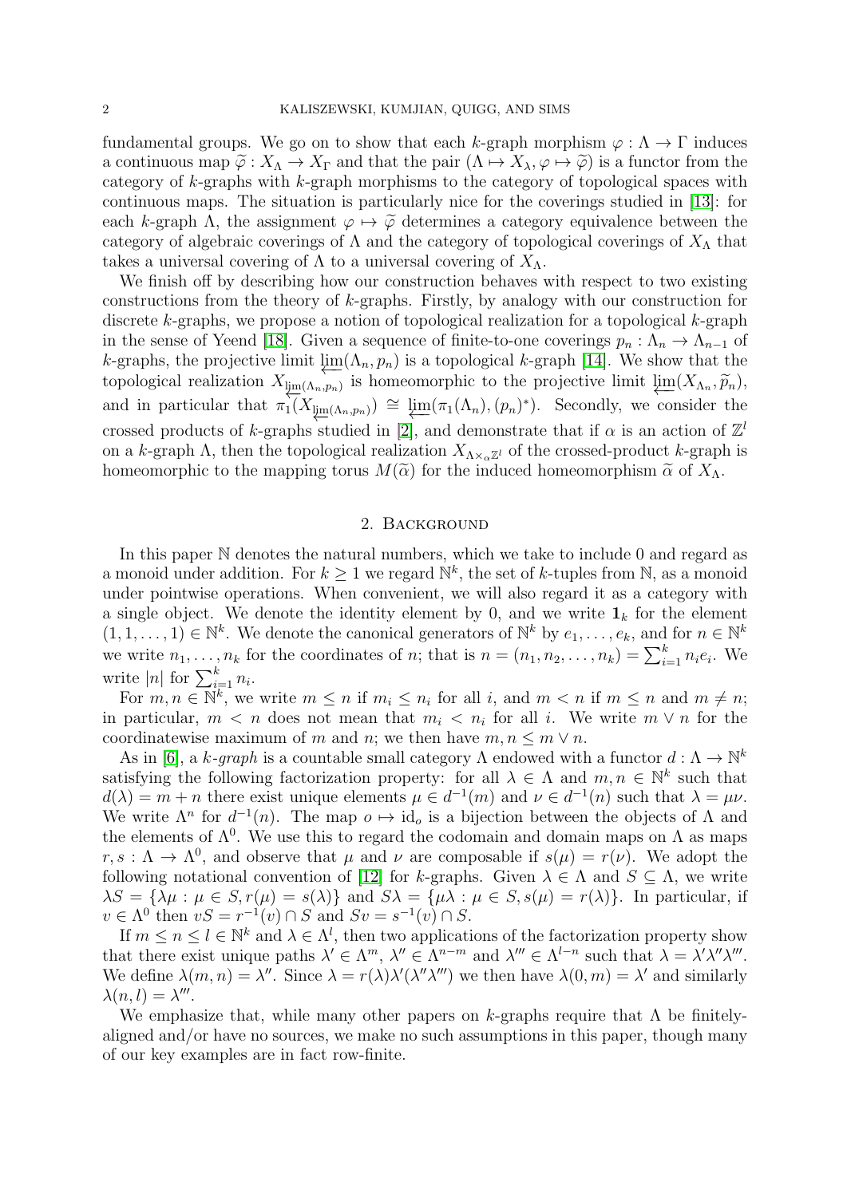fundamental groups. We go on to show that each $k$-graph morphism $\varphi : \Lambda \to \Gamma$ induces a continuous map $\widetilde{\varphi} : X_\Lambda \to X_\Gamma$ and that the pair $(\Lambda \mapsto X_\lambda, \varphi \mapsto \widetilde{\varphi})$ is a functor from the category of $k$-graphs with $k$-graph morphisms to the category of topological spaces with continuous maps. The situation is particularly nice for the coverings studied in [13]: for each $k$-graph $\Lambda$, the assignment $\varphi \mapsto \widetilde{\varphi}$ determines a category equivalence between the category of algebraic coverings of $\Lambda$ and the category of topological coverings of $X_\Lambda$ that takes a universal covering of $\Lambda$ to a universal covering of $X_\Lambda$.

We finish off by describing how our construction behaves with respect to two existing constructions from the theory of $k$-graphs. Firstly, by analogy with our construction for discrete $k$-graphs, we propose a notion of topological realization for a topological $k$-graph in the sense of Yeend [18]. Given a sequence of finite-to-one coverings $p_n : \Lambda_n \to \Lambda_{n-1}$ of $k$-graphs, the projective limit $\varprojlim(\Lambda_n, p_n)$ is a topological $k$-graph [14]. We show that the topological realization $X_{\varprojlim(\Lambda_n, p_n)}$ is homeomorphic to the projective limit $\varprojlim(X_{\Lambda_n}, \widetilde{p}_n)$, and in particular that $\pi_1(X_{\varprojlim(\Lambda_n, p_n)}) \cong \varprojlim(\pi_1(\Lambda_n), (p_n)^*)$. Secondly, we consider the crossed products of $k$-graphs studied in [2], and demonstrate that if $\alpha$ is an action of $\mathbb{Z}^l$ on a $k$-graph $\Lambda$, then the topological realization $X_{\Lambda \times_\alpha \mathbb{Z}^l}$ of the crossed-product $k$-graph is homeomorphic to the mapping torus $M(\widetilde{\alpha})$ for the induced homeomorphism $\widetilde{\alpha}$ of $X_\Lambda$.

## 2. Background

In this paper $\mathbb{N}$ denotes the natural numbers, which we take to include 0 and regard as a monoid under addition. For $k \geq 1$ we regard $\mathbb{N}^k$, the set of $k$-tuples from $\mathbb{N}$, as a monoid under pointwise operations. When convenient, we will also regard it as a category with a single object. We denote the identity element by 0, and we write $\mathbf{1}_k$ for the element $(1, 1, \ldots, 1) \in \mathbb{N}^k$. We denote the canonical generators of $\mathbb{N}^k$ by $e_1, \ldots, e_k$, and for $n \in \mathbb{N}^k$ we write $n_1, \ldots, n_k$ for the coordinates of $n$; that is $n = (n_1, n_2, \ldots, n_k) = \sum_{i=1}^k n_i e_i$. We write $|n|$ for $\sum_{i=1}^k n_i$.

For $m, n \in \mathbb{N}^k$, we write $m \leq n$ if $m_i \leq n_i$ for all $i$, and $m < n$ if $m \leq n$ and $m \neq n$; in particular, $m < n$ does not mean that $m_i < n_i$ for all $i$. We write $m \vee n$ for the coordinatewise maximum of $m$ and $n$; we then have $m, n \leq m \vee n$.

As in [6], a *$k$-graph* is a countable small category $\Lambda$ endowed with a functor $d : \Lambda \to \mathbb{N}^k$ satisfying the following factorization property: for all $\lambda \in \Lambda$ and $m, n \in \mathbb{N}^k$ such that $d(\lambda) = m + n$ there exist unique elements $\mu \in d^{-1}(m)$ and $\nu \in d^{-1}(n)$ such that $\lambda = \mu\nu$. We write $\Lambda^n$ for $d^{-1}(n)$. The map $o \mapsto \mathrm{id}_o$ is a bijection between the objects of $\Lambda$ and the elements of $\Lambda^0$. We use this to regard the codomain and domain maps on $\Lambda$ as maps $r, s : \Lambda \to \Lambda^0$, and observe that $\mu$ and $\nu$ are composable if $s(\mu) = r(\nu)$. We adopt the following notational convention of [12] for $k$-graphs. Given $\lambda \in \Lambda$ and $S \subseteq \Lambda$, we write $\lambda S = \{\lambda\mu : \mu \in S, r(\mu) = s(\lambda)\}$ and $S\lambda = \{\mu\lambda : \mu \in S, s(\mu) = r(\lambda)\}$. In particular, if $v \in \Lambda^0$ then $vS = r^{-1}(v) \cap S$ and $Sv = s^{-1}(v) \cap S$.

If $m \leq n \leq l \in \mathbb{N}^k$ and $\lambda \in \Lambda^l$, then two applications of the factorization property show that there exist unique paths $\lambda' \in \Lambda^m$, $\lambda'' \in \Lambda^{n-m}$ and $\lambda''' \in \Lambda^{l-n}$ such that $\lambda = \lambda'\lambda''\lambda'''$. We define $\lambda(m, n) = \lambda''$. Since $\lambda = r(\lambda)\lambda'(\lambda''\lambda''')$ we then have $\lambda(0, m) = \lambda'$ and similarly $\lambda(n, l) = \lambda'''$.

We emphasize that, while many other papers on $k$-graphs require that $\Lambda$ be finitely-aligned and/or have no sources, we make no such assumptions in this paper, though many of our key examples are in fact row-finite.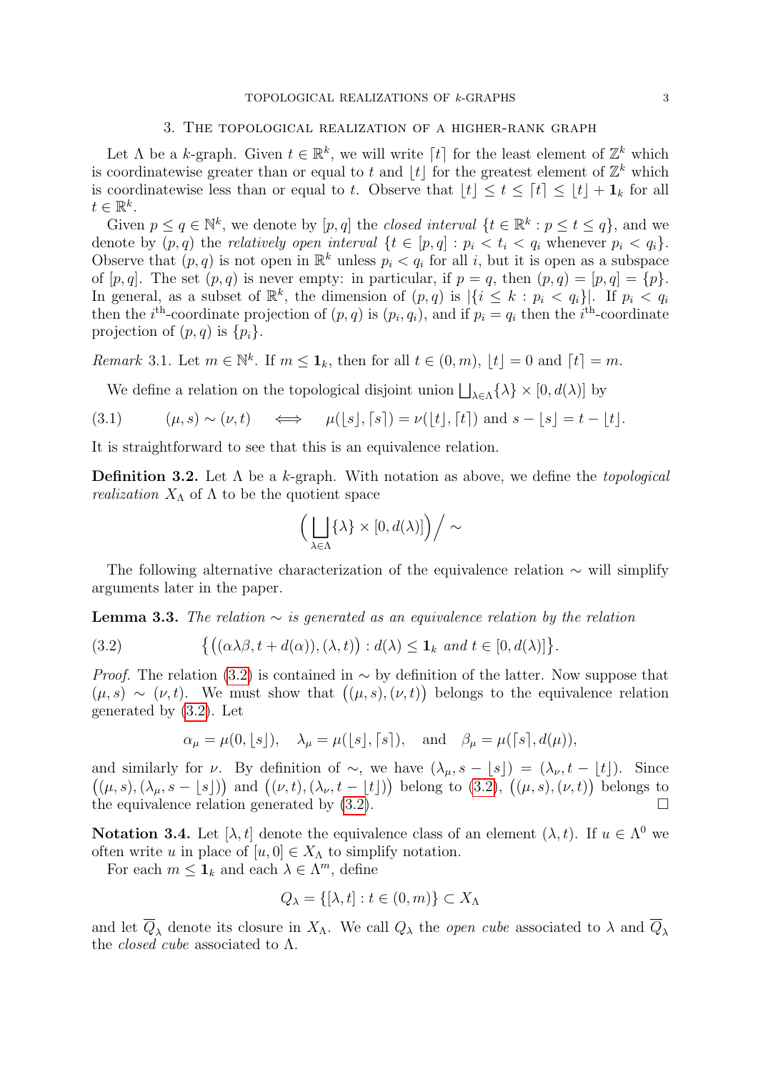## 3. The topological realization of a higher-rank graph

Let $\Lambda$ be a $k$-graph. Given $t \in \mathbb{R}^k$, we will write $\lceil t \rceil$ for the least element of $\mathbb{Z}^k$ which is coordinatewise greater than or equal to $t$ and $\lfloor t \rfloor$ for the greatest element of $\mathbb{Z}^k$ which is coordinatewise less than or equal to $t$. Observe that $\lfloor t \rfloor \leq t \leq \lceil t \rceil \leq \lfloor t \rfloor + \mathbf{1}_k$ for all $t \in \mathbb{R}^k$.

Given $p \leq q \in \mathbb{N}^k$, we denote by $[p, q]$ the *closed interval* $\{t \in \mathbb{R}^k : p \leq t \leq q\}$, and we denote by $(p, q)$ the *relatively open interval* $\{t \in [p, q] : p_i < t_i < q_i$ whenever $p_i < q_i\}$. Observe that $(p, q)$ is not open in $\mathbb{R}^k$ unless $p_i < q_i$ for all $i$, but it is open as a subspace of $[p, q]$. The set $(p, q)$ is never empty: in particular, if $p = q$, then $(p, q) = [p, q] = \{p\}$. In general, as a subset of $\mathbb{R}^k$, the dimension of $(p, q)$ is $|\{i \leq k : p_i < q_i\}|$. If $p_i < q_i$ then the $i^{\text{th}}$-coordinate projection of $(p, q)$ is $(p_i, q_i)$, and if $p_i = q_i$ then the $i^{\text{th}}$-coordinate projection of $(p, q)$ is $\{p_i\}$.

*Remark* 3.1. Let $m \in \mathbb{N}^k$. If $m \leq \mathbf{1}_k$, then for all $t \in (0, m)$, $\lfloor t \rfloor = 0$ and $\lceil t \rceil = m$.

We define a relation on the topological disjoint union $\bigsqcup_{\lambda \in \Lambda} \{\lambda\} \times [0, d(\lambda)]$ by

$$(\mu, s) \sim (\nu, t) \quad \iff \quad \mu(\lfloor s \rfloor, \lceil s \rceil) = \nu(\lfloor t \rfloor, \lceil t \rceil) \text{ and } s - \lfloor s \rfloor = t - \lfloor t \rfloor. \tag{3.1}$$

It is straightforward to see that this is an equivalence relation.

**Definition 3.2.** Let $\Lambda$ be a $k$-graph. With notation as above, we define the *topological realization* $X_\Lambda$ of $\Lambda$ to be the quotient space

$$\Big( \bigsqcup_{\lambda \in \Lambda} \{\lambda\} \times [0, d(\lambda)] \Big) \Big/ \sim$$

The following alternative characterization of the equivalence relation $\sim$ will simplify arguments later in the paper.

**Lemma 3.3.** *The relation $\sim$ is generated as an equivalence relation by the relation*

$$\big\{ \big( (\alpha\lambda\beta, t + d(\alpha)), (\lambda, t) \big) : d(\lambda) \leq \mathbf{1}_k \text{ and } t \in [0, d(\lambda)] \big\}. \tag{3.2}$$

*Proof.* The relation (3.2) is contained in $\sim$ by definition of the latter. Now suppose that $(\mu, s) \sim (\nu, t)$. We must show that $\big( (\mu, s), (\nu, t) \big)$ belongs to the equivalence relation generated by (3.2). Let

$$\alpha_\mu = \mu(0, \lfloor s \rfloor), \quad \lambda_\mu = \mu(\lfloor s \rfloor, \lceil s \rceil), \quad \text{and} \quad \beta_\mu = \mu(\lceil s \rceil, d(\mu)),$$

and similarly for $\nu$. By definition of $\sim$, we have $(\lambda_\mu, s - \lfloor s \rfloor) = (\lambda_\nu, t - \lfloor t \rfloor)$. Since $\big( (\mu, s), (\lambda_\mu, s - \lfloor s \rfloor) \big)$ and $\big( (\nu, t), (\lambda_\nu, t - \lfloor t \rfloor) \big)$ belong to (3.2), $\big( (\mu, s), (\nu, t) \big)$ belongs to the equivalence relation generated by (3.2). $\square$

**Notation 3.4.** Let $[\lambda, t]$ denote the equivalence class of an element $(\lambda, t)$. If $u \in \Lambda^0$ we often write $u$ in place of $[u, 0] \in X_\Lambda$ to simplify notation.

For each $m \leq \mathbf{1}_k$ and each $\lambda \in \Lambda^m$, define

$$Q_\lambda = \{[\lambda, t] : t \in (0, m)\} \subset X_\Lambda$$

and let $\overline{Q}_\lambda$ denote its closure in $X_\Lambda$. We call $Q_\lambda$ the *open cube* associated to $\lambda$ and $\overline{Q}_\lambda$ the *closed cube* associated to $\Lambda$.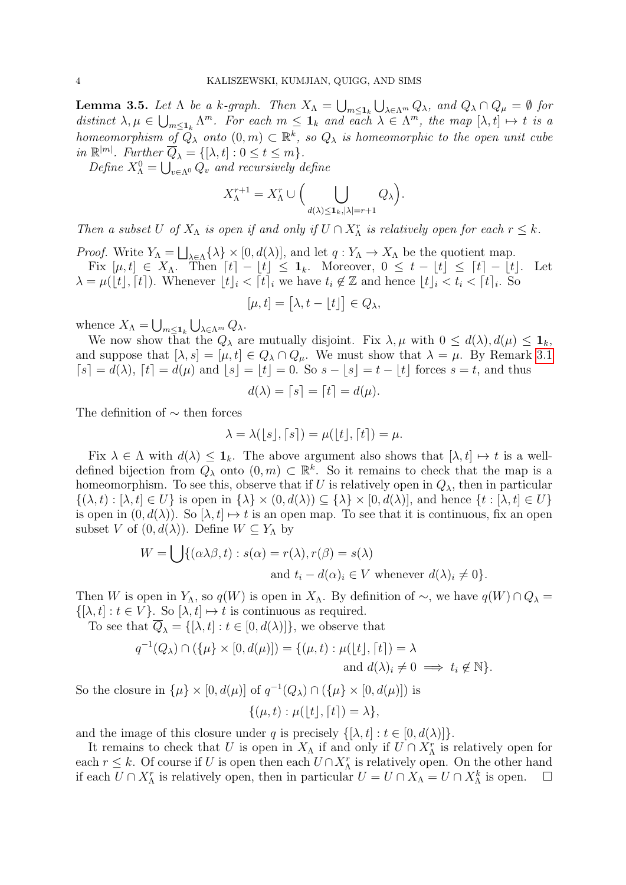**Lemma 3.5.** *Let $\Lambda$ be a $k$-graph. Then $X_\Lambda = \bigcup_{m \le \mathbf{1}_k} \bigcup_{\lambda \in \Lambda^m} Q_\lambda$, and $Q_\lambda \cap Q_\mu = \emptyset$ for distinct $\lambda, \mu \in \bigcup_{m \le \mathbf{1}_k} \Lambda^m$. For each $m \le \mathbf{1}_k$ and each $\lambda \in \Lambda^m$, the map $[\lambda, t] \mapsto t$ is a homeomorphism of $Q_\lambda$ onto $(0, m) \subset \mathbb{R}^k$, so $Q_\lambda$ is homeomorphic to the open unit cube in $\mathbb{R}^{|m|}$. Further $\overline{Q}_\lambda = \{[\lambda, t] : 0 \le t \le m\}$.*

*Define $X_\Lambda^0 = \bigcup_{v \in \Lambda^0} Q_v$ and recursively define*

$$X_\Lambda^{r+1} = X_\Lambda^r \cup \Big( \bigcup_{d(\lambda) \le \mathbf{1}_k, |\lambda| = r+1} Q_\lambda \Big).$$

*Then a subset $U$ of $X_\Lambda$ is open if and only if $U \cap X_\Lambda^r$ is relatively open for each $r \le k$.*

*Proof.* Write $Y_\Lambda = \bigsqcup_{\lambda \in \Lambda} \{\lambda\} \times [0, d(\lambda)]$, and let $q : Y_\Lambda \to X_\Lambda$ be the quotient map.

Fix $[\mu, t] \in X_\Lambda$. Then $\lceil t \rceil - \lfloor t \rfloor \le \mathbf{1}_k$. Moreover, $0 \le t - \lfloor t \rfloor \le \lceil t \rceil - \lfloor t \rfloor$. Let $\lambda = \mu(\lfloor t \rfloor, \lceil t \rceil)$. Whenever $\lfloor t \rfloor_i < \lceil t \rceil_i$ we have $t_i \notin \mathbb{Z}$ and hence $\lfloor t \rfloor_i < t_i < \lceil t \rceil_i$. So

$$[\mu, t] = \big[\lambda, t - \lfloor t \rfloor\big] \in Q_\lambda,$$

whence $X_\Lambda = \bigcup_{m \le \mathbf{1}_k} \bigcup_{\lambda \in \Lambda^m} Q_\lambda$.

We now show that the $Q_\lambda$ are mutually disjoint. Fix $\lambda, \mu$ with $0 \le d(\lambda), d(\mu) \le \mathbf{1}_k$, and suppose that $[\lambda, s] = [\mu, t] \in Q_\lambda \cap Q_\mu$. We must show that $\lambda = \mu$. By Remark 3.1 $\lceil s \rceil = d(\lambda)$, $\lceil t \rceil = d(\mu)$ and $\lfloor s \rfloor = \lfloor t \rfloor = 0$. So $s - \lfloor s \rfloor = t - \lfloor t \rfloor$ forces $s = t$, and thus

$$d(\lambda) = \lceil s \rceil = \lceil t \rceil = d(\mu).$$

The definition of $\sim$ then forces

$$\lambda = \lambda(\lfloor s \rfloor, \lceil s \rceil) = \mu(\lfloor t \rfloor, \lceil t \rceil) = \mu.$$

Fix $\lambda \in \Lambda$ with $d(\lambda) \le \mathbf{1}_k$. The above argument also shows that $[\lambda, t] \mapsto t$ is a well-defined bijection from $Q_\lambda$ onto $(0, m) \subset \mathbb{R}^k$. So it remains to check that the map is a homeomorphism. To see this, observe that if $U$ is relatively open in $Q_\lambda$, then in particular $\{(\lambda, t) : [\lambda, t] \in U\}$ is open in $\{\lambda\} \times (0, d(\lambda)) \subseteq \{\lambda\} \times [0, d(\lambda)]$, and hence $\{t : [\lambda, t] \in U\}$ is open in $(0, d(\lambda))$. So $[\lambda, t] \mapsto t$ is an open map. To see that it is continuous, fix an open subset $V$ of $(0, d(\lambda))$. Define $W \subseteq Y_\Lambda$ by

$$W = \bigcup \{(\alpha\lambda\beta, t) : s(\alpha) = r(\lambda), r(\beta) = s(\lambda) \text{ and } t_i - d(\alpha)_i \in V \text{ whenever } d(\lambda)_i \neq 0\}.$$

Then $W$ is open in $Y_\Lambda$, so $q(W)$ is open in $X_\Lambda$. By definition of $\sim$, we have $q(W) \cap Q_\lambda = \{[\lambda, t] : t \in V\}$. So $[\lambda, t] \mapsto t$ is continuous as required.

To see that $\overline{Q}_\lambda = \{[\lambda, t] : t \in [0, d(\lambda)]\}$, we observe that

$$q^{-1}(Q_\lambda) \cap (\{\mu\} \times [0, d(\mu)]) = \{(\mu, t) : \mu(\lfloor t \rfloor, \lceil t \rceil) = \lambda \text{ and } d(\lambda)_i \neq 0 \implies t_i \notin \mathbb{N}\}.$$

So the closure in $\{\mu\} \times [0, d(\mu)]$ of $q^{-1}(Q_\lambda) \cap (\{\mu\} \times [0, d(\mu)])$ is

$$\{(\mu, t) : \mu(\lfloor t \rfloor, \lceil t \rceil) = \lambda\},$$

and the image of this closure under $q$ is precisely $\{[\lambda, t] : t \in [0, d(\lambda)]\}$.

It remains to check that $U$ is open in $X_\Lambda$ if and only if $U \cap X_\Lambda^r$ is relatively open for each $r \le k$. Of course if $U$ is open then each $U \cap X_\Lambda^r$ is relatively open. On the other hand if each $U \cap X_\Lambda^r$ is relatively open, then in particular $U = U \cap X_\Lambda = U \cap X_\Lambda^k$ is open. $\square$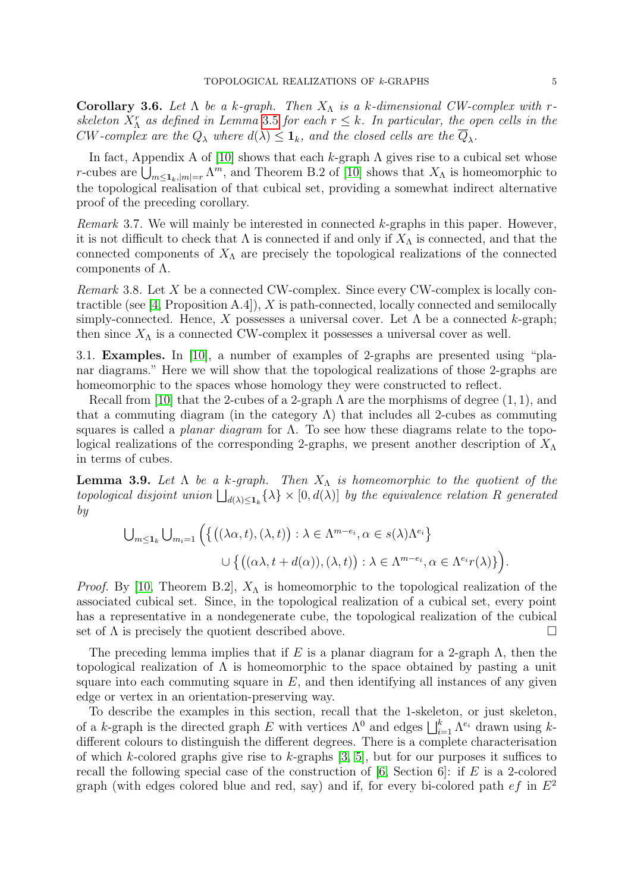**Corollary 3.6.** *Let $\Lambda$ be a $k$-graph. Then $X_\Lambda$ is a $k$-dimensional CW-complex with $r$-skeleton $X^r_\Lambda$ as defined in Lemma 3.5 for each $r \leq k$. In particular, the open cells in the CW-complex are the $Q_\lambda$ where $d(\lambda) \leq \mathbf{1}_k$, and the closed cells are the $\overline{Q}_\lambda$.*

In fact, Appendix A of [10] shows that each $k$-graph $\Lambda$ gives rise to a cubical set whose $r$-cubes are $\bigcup_{m \leq \mathbf{1}_k, |m|=r} \Lambda^m$, and Theorem B.2 of [10] shows that $X_\Lambda$ is homeomorphic to the topological realisation of that cubical set, providing a somewhat indirect alternative proof of the preceding corollary.

*Remark* 3.7. We will mainly be interested in connected $k$-graphs in this paper. However, it is not difficult to check that $\Lambda$ is connected if and only if $X_\Lambda$ is connected, and that the connected components of $X_\Lambda$ are precisely the topological realizations of the connected components of $\Lambda$.

*Remark* 3.8. Let $X$ be a connected CW-complex. Since every CW-complex is locally contractible (see [4, Proposition A.4]), $X$ is path-connected, locally connected and semilocally simply-connected. Hence, $X$ possesses a universal cover. Let $\Lambda$ be a connected $k$-graph; then since $X_\Lambda$ is a connected CW-complex it possesses a universal cover as well.

3.1. **Examples.** In [10], a number of examples of 2-graphs are presented using "planar diagrams." Here we will show that the topological realizations of those 2-graphs are homeomorphic to the spaces whose homology they were constructed to reflect.

Recall from [10] that the 2-cubes of a 2-graph $\Lambda$ are the morphisms of degree $(1,1)$, and that a commuting diagram (in the category $\Lambda$) that includes all 2-cubes as commuting squares is called a *planar diagram* for $\Lambda$. To see how these diagrams relate to the topological realizations of the corresponding 2-graphs, we present another description of $X_\Lambda$ in terms of cubes.

**Lemma 3.9.** *Let $\Lambda$ be a $k$-graph. Then $X_\Lambda$ is homeomorphic to the quotient of the topological disjoint union $\bigsqcup_{d(\lambda) \leq \mathbf{1}_k} \{\lambda\} \times [0, d(\lambda)]$ by the equivalence relation $R$ generated by*

$$\bigcup_{m \leq \mathbf{1}_k} \bigcup_{m_i = 1} \Big( \big\{ \big((\lambda\alpha, t), (\lambda, t)\big) : \lambda \in \Lambda^{m-e_i}, \alpha \in s(\lambda)\Lambda^{e_i} \big\} \cup \big\{ \big((\alpha\lambda, t + d(\alpha)), (\lambda, t)\big) : \lambda \in \Lambda^{m-e_i}, \alpha \in \Lambda^{e_i} r(\lambda) \big\} \Big).$$

*Proof.* By [10, Theorem B.2], $X_\Lambda$ is homeomorphic to the topological realization of the associated cubical set. Since, in the topological realization of a cubical set, every point has a representative in a nondegenerate cube, the topological realization of the cubical set of $\Lambda$ is precisely the quotient described above. $\square$

The preceding lemma implies that if $E$ is a planar diagram for a 2-graph $\Lambda$, then the topological realization of $\Lambda$ is homeomorphic to the space obtained by pasting a unit square into each commuting square in $E$, and then identifying all instances of any given edge or vertex in an orientation-preserving way.

To describe the examples in this section, recall that the 1-skeleton, or just skeleton, of a $k$-graph is the directed graph $E$ with vertices $\Lambda^0$ and edges $\bigsqcup_{i=1}^k \Lambda^{e_i}$ drawn using $k$-different colours to distinguish the different degrees. There is a complete characterisation of which $k$-colored graphs give rise to $k$-graphs [3, 5], but for our purposes it suffices to recall the following special case of the construction of [6, Section 6]: if $E$ is a 2-colored graph (with edges colored blue and red, say) and if, for every bi-colored path $ef$ in $E^2$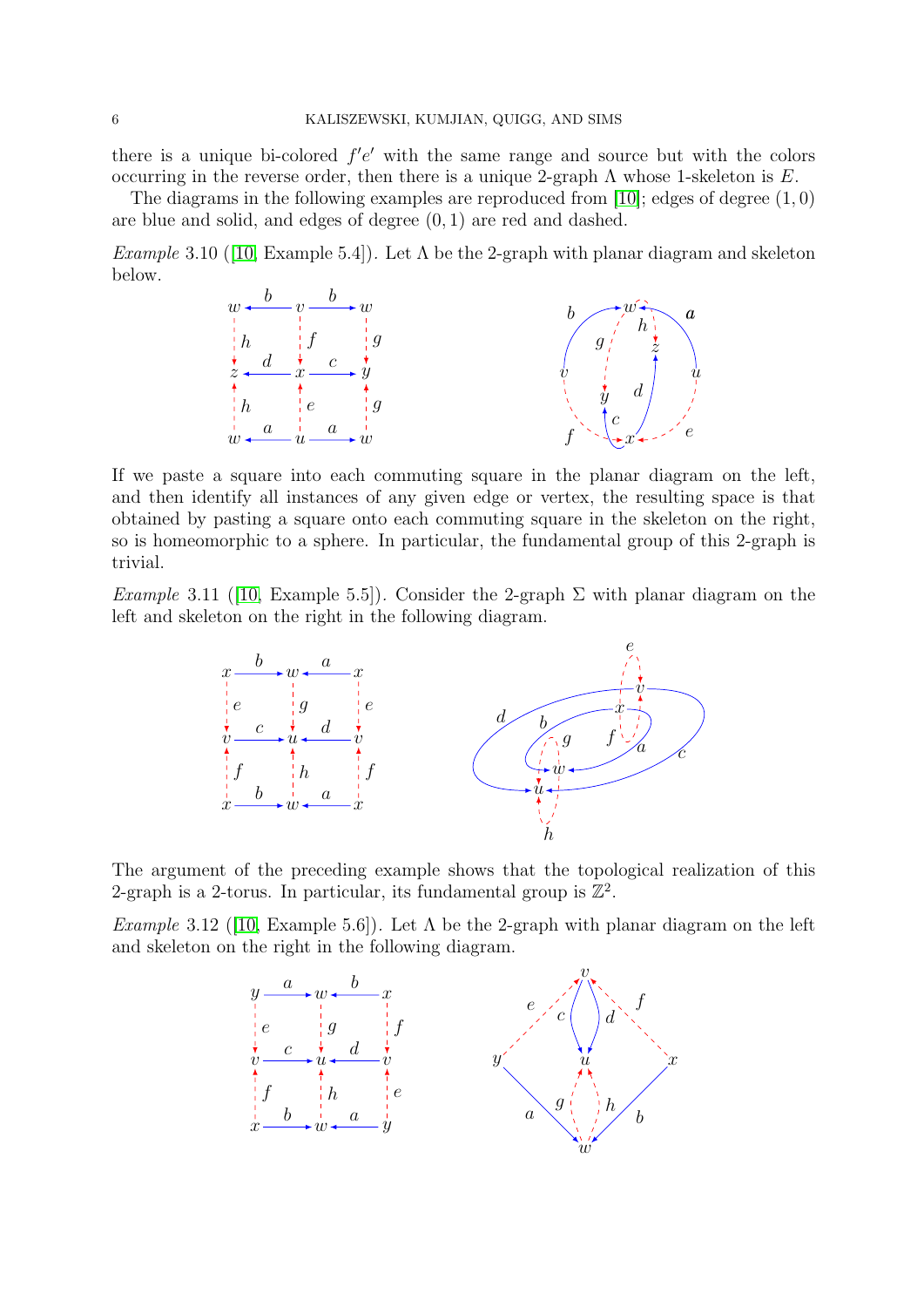there is a unique bi-colored $f'e'$ with the same range and source but with the colors occurring in the reverse order, then there is a unique 2-graph $\Lambda$ whose 1-skeleton is $E$.

The diagrams in the following examples are reproduced from [10]; edges of degree $(1,0)$ are blue and solid, and edges of degree $(0,1)$ are red and dashed.

*Example* 3.10 ([10, Example 5.4]). Let $\Lambda$ be the 2-graph with planar diagram and skeleton below.

If we paste a square into each commuting square in the planar diagram on the left, and then identify all instances of any given edge or vertex, the resulting space is that obtained by pasting a square onto each commuting square in the skeleton on the right, so is homeomorphic to a sphere. In particular, the fundamental group of this 2-graph is trivial.

*Example* 3.11 ([10, Example 5.5]). Consider the 2-graph $\Sigma$ with planar diagram on the left and skeleton on the right in the following diagram.

The argument of the preceding example shows that the topological realization of this 2-graph is a 2-torus. In particular, its fundamental group is $\mathbb{Z}^2$.

*Example* 3.12 ([10, Example 5.6]). Let $\Lambda$ be the 2-graph with planar diagram on the left and skeleton on the right in the following diagram.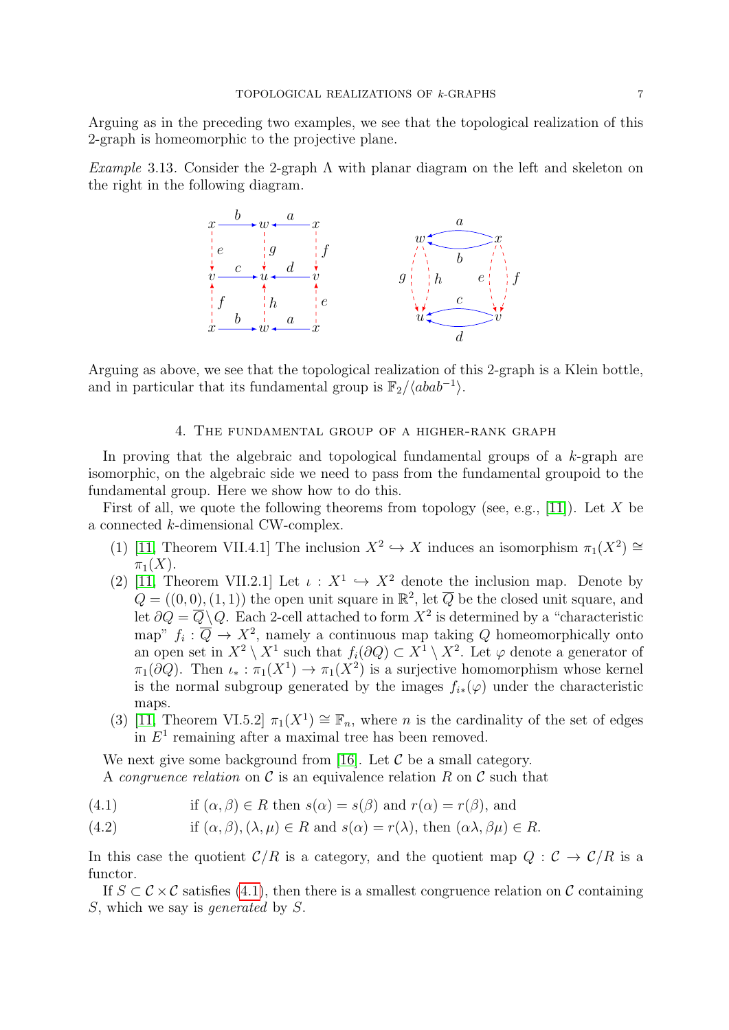Arguing as in the preceding two examples, we see that the topological realization of this 2-graph is homeomorphic to the projective plane.

*Example* 3.13. Consider the 2-graph $\Lambda$ with planar diagram on the left and skeleton on the right in the following diagram.

Arguing as above, we see that the topological realization of this 2-graph is a Klein bottle, and in particular that its fundamental group is $\mathbb{F}_2/\langle abab^{-1}\rangle$.

## 4. The fundamental group of a higher-rank graph

In proving that the algebraic and topological fundamental groups of a $k$-graph are isomorphic, on the algebraic side we need to pass from the fundamental groupoid to the fundamental group. Here we show how to do this.

First of all, we quote the following theorems from topology (see, e.g., [11]). Let $X$ be a connected $k$-dimensional CW-complex.

1. [11, Theorem VII.4.1] The inclusion $X^2 \hookrightarrow X$ induces an isomorphism $\pi_1(X^2) \cong \pi_1(X)$.
2. [11, Theorem VII.2.1] Let $\iota : X^1 \hookrightarrow X^2$ denote the inclusion map. Denote by $Q = ((0,0),(1,1))$ the open unit square in $\mathbb{R}^2$, let $\overline{Q}$ be the closed unit square, and let $\partial Q = \overline{Q} \setminus Q$. Each 2-cell attached to form $X^2$ is determined by a "characteristic map" $f_i : \overline{Q} \to X^2$, namely a continuous map taking $Q$ homeomorphically onto an open set in $X^2 \setminus X^1$ such that $f_i(\partial Q) \subset X^1 \setminus X^2$. Let $\varphi$ denote a generator of $\pi_1(\partial Q)$. Then $\iota_* : \pi_1(X^1) \to \pi_1(X^2)$ is a surjective homomorphism whose kernel is the normal subgroup generated by the images $f_{i*}(\varphi)$ under the characteristic maps.
3. [11, Theorem VI.5.2] $\pi_1(X^1) \cong \mathbb{F}_n$, where $n$ is the cardinality of the set of edges in $E^1$ remaining after a maximal tree has been removed.

We next give some background from [16]. Let $\mathcal{C}$ be a small category.

A *congruence relation* on $\mathcal{C}$ is an equivalence relation $R$ on $\mathcal{C}$ such that

$$\text{if } (\alpha,\beta) \in R \text{ then } s(\alpha) = s(\beta) \text{ and } r(\alpha) = r(\beta), \text{ and} \tag{4.1}$$

$$\text{if } (\alpha,\beta), (\lambda,\mu) \in R \text{ and } s(\alpha) = r(\lambda), \text{ then } (\alpha\lambda, \beta\mu) \in R. \tag{4.2}$$

In this case the quotient $\mathcal{C}/R$ is a category, and the quotient map $Q : \mathcal{C} \to \mathcal{C}/R$ is a functor.

If $S \subset \mathcal{C} \times \mathcal{C}$ satisfies (4.1), then there is a smallest congruence relation on $\mathcal{C}$ containing $S$, which we say is *generated* by $S$.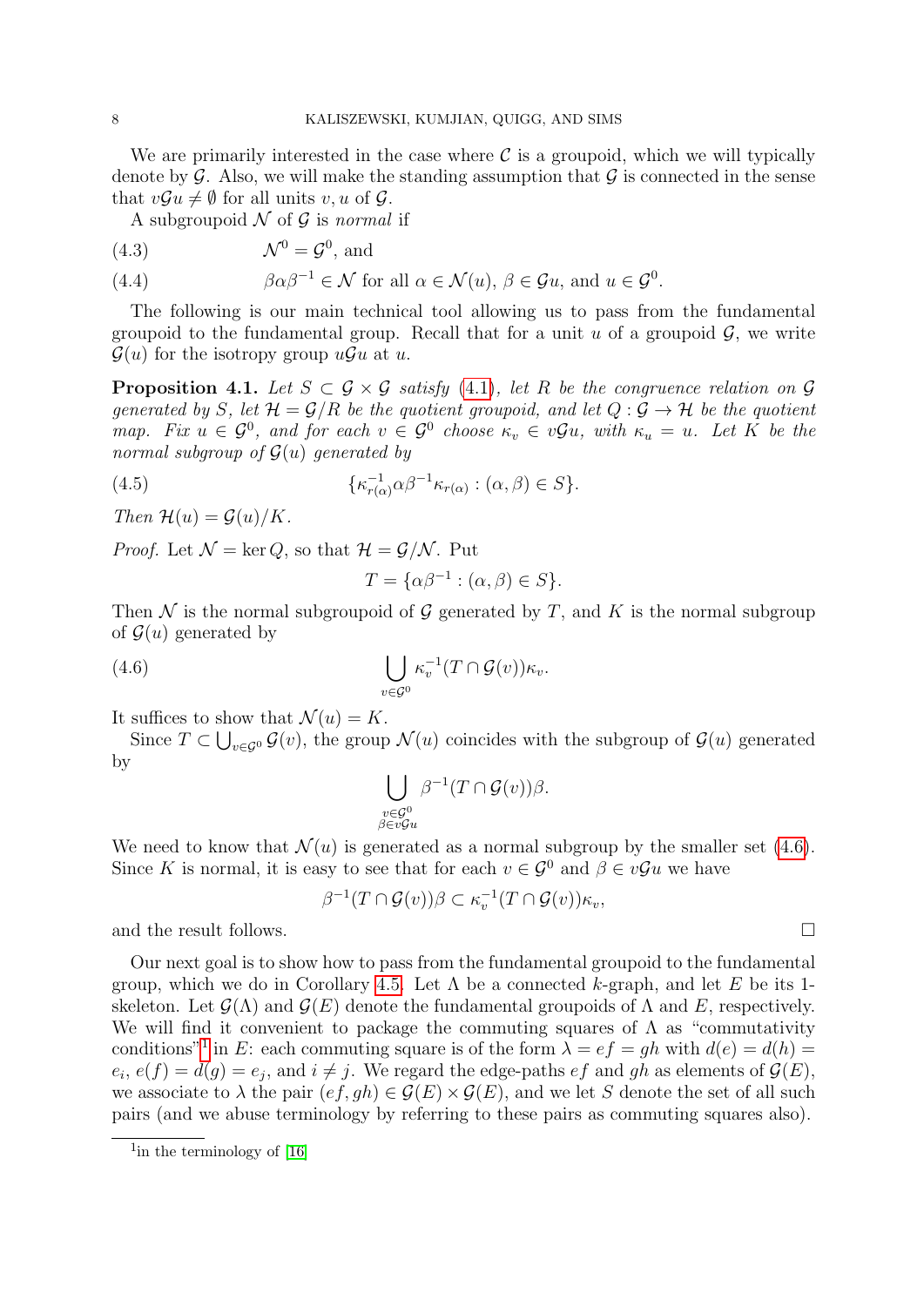We are primarily interested in the case where $\mathcal{C}$ is a groupoid, which we will typically denote by $\mathcal{G}$. Also, we will make the standing assumption that $\mathcal{G}$ is connected in the sense that $v\mathcal{G}u \neq \emptyset$ for all units $v, u$ of $\mathcal{G}$.

A subgroupoid $\mathcal{N}$ of $\mathcal{G}$ is *normal* if

$$\mathcal{N}^0 = \mathcal{G}^0, \text{ and} \tag{4.3}$$

$$\beta\alpha\beta^{-1} \in \mathcal{N} \text{ for all } \alpha \in \mathcal{N}(u),\ \beta \in \mathcal{G}u, \text{ and } u \in \mathcal{G}^0. \tag{4.4}$$

The following is our main technical tool allowing us to pass from the fundamental groupoid to the fundamental group. Recall that for a unit $u$ of a groupoid $\mathcal{G}$, we write $\mathcal{G}(u)$ for the isotropy group $u\mathcal{G}u$ at $u$.

**Proposition 4.1.** *Let $S \subset \mathcal{G} \times \mathcal{G}$ satisfy (4.1), let $R$ be the congruence relation on $\mathcal{G}$ generated by $S$, let $\mathcal{H} = \mathcal{G}/R$ be the quotient groupoid, and let $Q : \mathcal{G} \to \mathcal{H}$ be the quotient map. Fix $u \in \mathcal{G}^0$, and for each $v \in \mathcal{G}^0$ choose $\kappa_v \in v\mathcal{G}u$, with $\kappa_u = u$. Let $K$ be the normal subgroup of $\mathcal{G}(u)$ generated by*

$$\{\kappa_{r(\alpha)}^{-1}\alpha\beta^{-1}\kappa_{r(\alpha)} : (\alpha, \beta) \in S\}. \tag{4.5}$$

*Then $\mathcal{H}(u) = \mathcal{G}(u)/K$.*

*Proof.* Let $\mathcal{N} = \ker Q$, so that $\mathcal{H} = \mathcal{G}/\mathcal{N}$. Put

$$T = \{\alpha\beta^{-1} : (\alpha, \beta) \in S\}.$$

Then $\mathcal{N}$ is the normal subgroupoid of $\mathcal{G}$ generated by $T$, and $K$ is the normal subgroup of $\mathcal{G}(u)$ generated by

$$\bigcup_{v \in \mathcal{G}^0} \kappa_v^{-1}(T \cap \mathcal{G}(v))\kappa_v. \tag{4.6}$$

It suffices to show that $\mathcal{N}(u) = K$.

Since $T \subset \bigcup_{v \in \mathcal{G}^0} \mathcal{G}(v)$, the group $\mathcal{N}(u)$ coincides with the subgroup of $\mathcal{G}(u)$ generated by

$$\bigcup_{\substack{v \in \mathcal{G}^0 \\ \beta \in v\mathcal{G}u}} \beta^{-1}(T \cap \mathcal{G}(v))\beta.$$

We need to know that $\mathcal{N}(u)$ is generated as a normal subgroup by the smaller set (4.6). Since $K$ is normal, it is easy to see that for each $v \in \mathcal{G}^0$ and $\beta \in v\mathcal{G}u$ we have

$$\beta^{-1}(T \cap \mathcal{G}(v))\beta \subset \kappa_v^{-1}(T \cap \mathcal{G}(v))\kappa_v,$$

and the result follows. □

Our next goal is to show how to pass from the fundamental groupoid to the fundamental group, which we do in Corollary 4.5. Let $\Lambda$ be a connected $k$-graph, and let $E$ be its 1-skeleton. Let $\mathcal{G}(\Lambda)$ and $\mathcal{G}(E)$ denote the fundamental groupoids of $\Lambda$ and $E$, respectively. We will find it convenient to package the commuting squares of $\Lambda$ as "commutativity conditions"[1] in $E$: each commuting square is of the form $\lambda = ef = gh$ with $d(e) = d(h) = e_i$, $e(f) = d(g) = e_j$, and $i \neq j$. We regard the edge-paths $ef$ and $gh$ as elements of $\mathcal{G}(E)$, we associate to $\lambda$ the pair $(ef, gh) \in \mathcal{G}(E) \times \mathcal{G}(E)$, and we let $S$ denote the set of all such pairs (and we abuse terminology by referring to these pairs as commuting squares also).

[1] in the terminology of [16]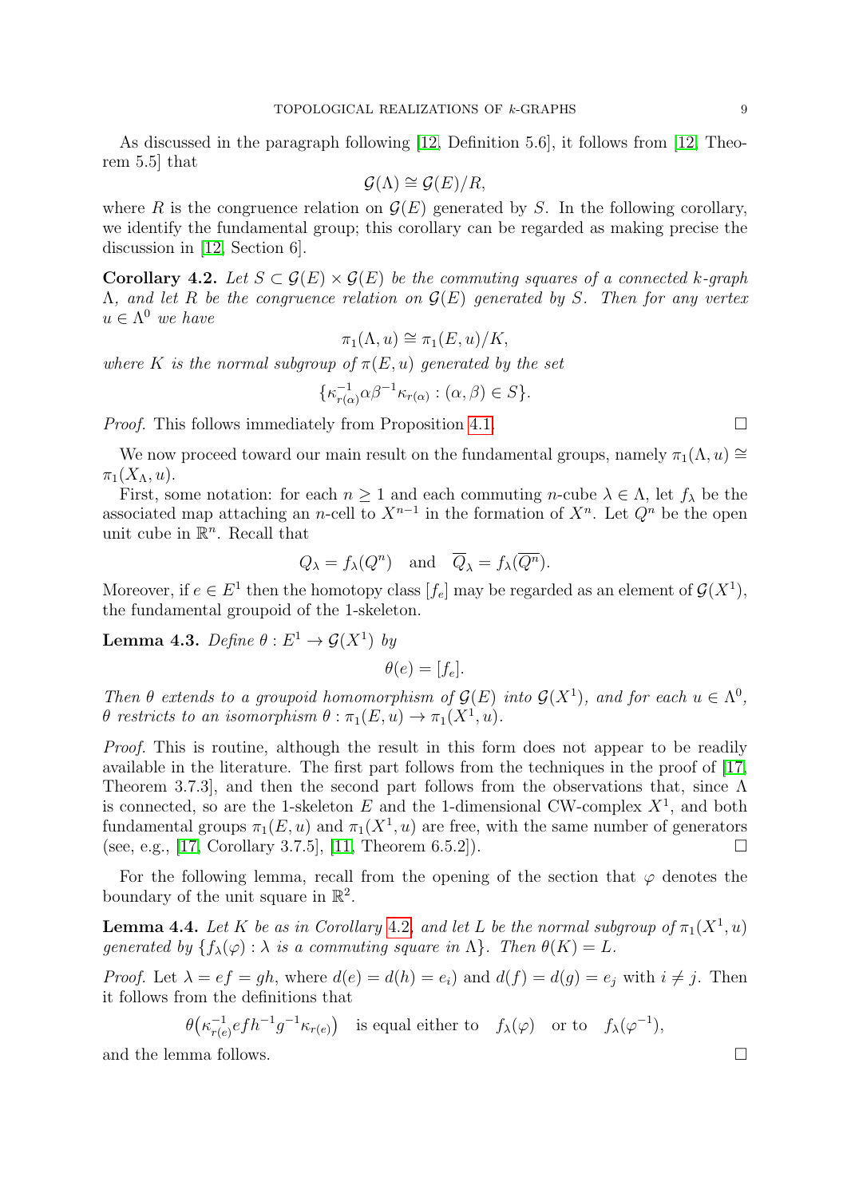As discussed in the paragraph following [12, Definition 5.6], it follows from [12, Theorem 5.5] that

$$\mathcal{G}(\Lambda) \cong \mathcal{G}(E)/R,$$

where $R$ is the congruence relation on $\mathcal{G}(E)$ generated by $S$. In the following corollary, we identify the fundamental group; this corollary can be regarded as making precise the discussion in [12, Section 6].

**Corollary 4.2.** *Let $S \subset \mathcal{G}(E) \times \mathcal{G}(E)$ be the commuting squares of a connected $k$-graph $\Lambda$, and let $R$ be the congruence relation on $\mathcal{G}(E)$ generated by $S$. Then for any vertex $u \in \Lambda^0$ we have*

$$\pi_1(\Lambda, u) \cong \pi_1(E, u)/K,$$

*where $K$ is the normal subgroup of $\pi(E, u)$ generated by the set*

$$\{\kappa_{r(\alpha)}^{-1}\alpha\beta^{-1}\kappa_{r(\alpha)} : (\alpha, \beta) \in S\}.$$

*Proof.* This follows immediately from Proposition 4.1. $\square$

We now proceed toward our main result on the fundamental groups, namely $\pi_1(\Lambda, u) \cong \pi_1(X_\Lambda, u)$.

First, some notation: for each $n \geq 1$ and each commuting $n$-cube $\lambda \in \Lambda$, let $f_\lambda$ be the associated map attaching an $n$-cell to $X^{n-1}$ in the formation of $X^n$. Let $Q^n$ be the open unit cube in $\mathbb{R}^n$. Recall that

$$Q_\lambda = f_\lambda(Q^n) \quad \text{and} \quad \overline{Q}_\lambda = f_\lambda(\overline{Q^n}).$$

Moreover, if $e \in E^1$ then the homotopy class $[f_e]$ may be regarded as an element of $\mathcal{G}(X^1)$, the fundamental groupoid of the 1-skeleton.

**Lemma 4.3.** *Define $\theta : E^1 \to \mathcal{G}(X^1)$ by*

$$\theta(e) = [f_e].$$

*Then $\theta$ extends to a groupoid homomorphism of $\mathcal{G}(E)$ into $\mathcal{G}(X^1)$, and for each $u \in \Lambda^0$, $\theta$ restricts to an isomorphism $\theta : \pi_1(E, u) \to \pi_1(X^1, u)$.*

*Proof.* This is routine, although the result in this form does not appear to be readily available in the literature. The first part follows from the techniques in the proof of [17, Theorem 3.7.3], and then the second part follows from the observations that, since $\Lambda$ is connected, so are the 1-skeleton $E$ and the 1-dimensional CW-complex $X^1$, and both fundamental groups $\pi_1(E, u)$ and $\pi_1(X^1, u)$ are free, with the same number of generators (see, e.g., [17, Corollary 3.7.5], [11, Theorem 6.5.2]). $\square$

For the following lemma, recall from the opening of the section that $\varphi$ denotes the boundary of the unit square in $\mathbb{R}^2$.

**Lemma 4.4.** *Let $K$ be as in Corollary 4.2, and let $L$ be the normal subgroup of $\pi_1(X^1, u)$ generated by $\{f_\lambda(\varphi) : \lambda$ is a commuting square in $\Lambda\}$. Then $\theta(K) = L$.*

*Proof.* Let $\lambda = ef = gh$, where $d(e) = d(h) = e_i$ and $d(f) = d(g) = e_j$ with $i \neq j$. Then it follows from the definitions that

$$\theta\big(\kappa_{r(e)}^{-1} efh^{-1}g^{-1}\kappa_{r(e)}\big) \quad \text{is equal either to} \quad f_\lambda(\varphi) \quad \text{or to} \quad f_\lambda(\varphi^{-1}),$$

and the lemma follows. $\square$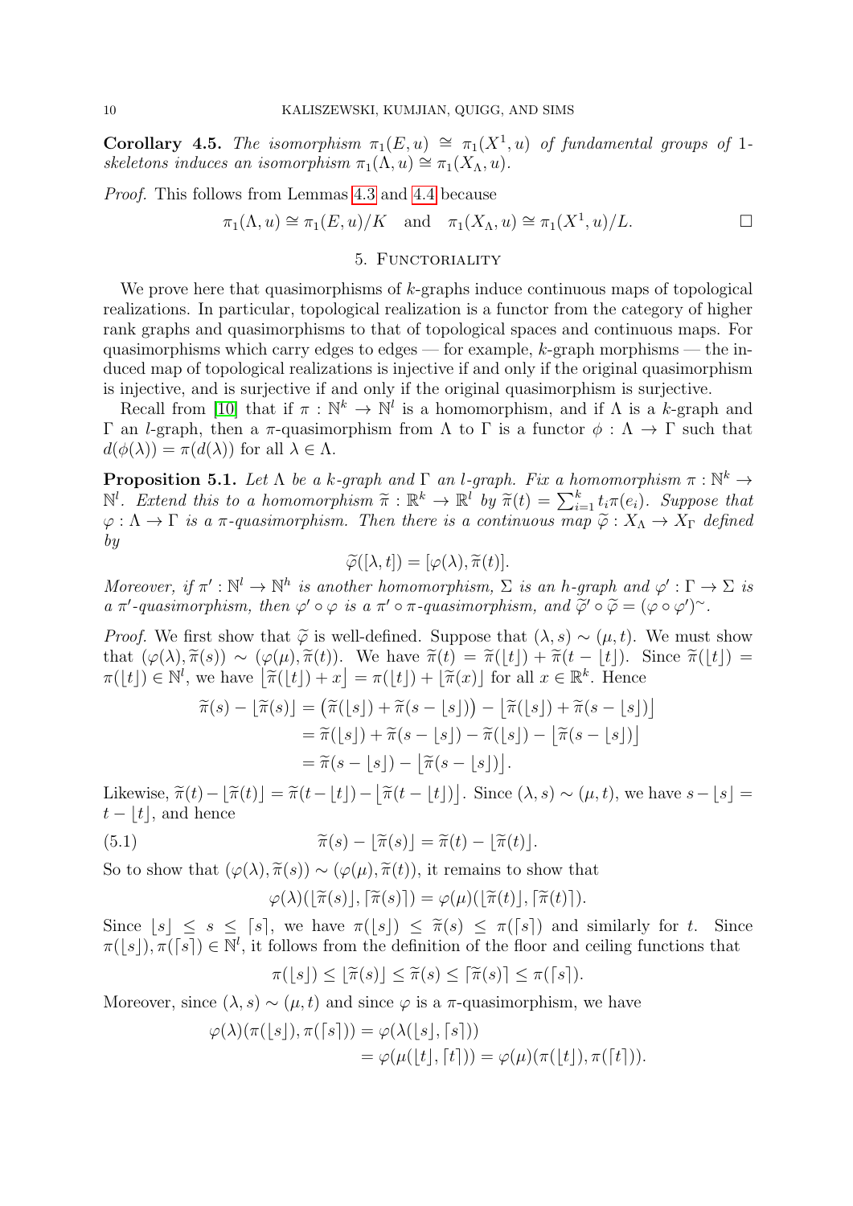**Corollary 4.5.** *The isomorphism $\pi_1(E,u) \cong \pi_1(X^1,u)$ of fundamental groups of 1-skeletons induces an isomorphism $\pi_1(\Lambda,u) \cong \pi_1(X_\Lambda,u)$.*

*Proof.* This follows from Lemmas 4.3 and 4.4 because

$$\pi_1(\Lambda,u) \cong \pi_1(E,u)/K \quad \text{and} \quad \pi_1(X_\Lambda,u) \cong \pi_1(X^1,u)/L. \qquad \square$$

## 5. Functoriality

We prove here that quasimorphisms of $k$-graphs induce continuous maps of topological realizations. In particular, topological realization is a functor from the category of higher rank graphs and quasimorphisms to that of topological spaces and continuous maps. For quasimorphisms which carry edges to edges — for example, $k$-graph morphisms — the induced map of topological realizations is injective if and only if the original quasimorphism is injective, and is surjective if and only if the original quasimorphism is surjective.

Recall from [10] that if $\pi : \mathbb{N}^k \to \mathbb{N}^l$ is a homomorphism, and if $\Lambda$ is a $k$-graph and $\Gamma$ an $l$-graph, then a $\pi$-quasimorphism from $\Lambda$ to $\Gamma$ is a functor $\phi : \Lambda \to \Gamma$ such that $d(\phi(\lambda)) = \pi(d(\lambda))$ for all $\lambda \in \Lambda$.

**Proposition 5.1.** *Let $\Lambda$ be a $k$-graph and $\Gamma$ an $l$-graph. Fix a homomorphism $\pi : \mathbb{N}^k \to \mathbb{N}^l$. Extend this to a homomorphism $\widetilde{\pi} : \mathbb{R}^k \to \mathbb{R}^l$ by $\widetilde{\pi}(t) = \sum_{i=1}^k t_i \pi(e_i)$. Suppose that $\varphi : \Lambda \to \Gamma$ is a $\pi$-quasimorphism. Then there is a continuous map $\widetilde{\varphi} : X_\Lambda \to X_\Gamma$ defined by*

$$\widetilde{\varphi}([\lambda, t]) = [\varphi(\lambda), \widetilde{\pi}(t)].$$

*Moreover, if $\pi' : \mathbb{N}^l \to \mathbb{N}^h$ is another homomorphism, $\Sigma$ is an $h$-graph and $\varphi' : \Gamma \to \Sigma$ is a $\pi'$-quasimorphism, then $\varphi' \circ \varphi$ is a $\pi' \circ \pi$-quasimorphism, and $\widetilde{\varphi}' \circ \widetilde{\varphi} = (\varphi \circ \varphi')^{\sim}$.*

*Proof.* We first show that $\widetilde{\varphi}$ is well-defined. Suppose that $(\lambda, s) \sim (\mu, t)$. We must show that $(\varphi(\lambda), \widetilde{\pi}(s)) \sim (\varphi(\mu), \widetilde{\pi}(t))$. We have $\widetilde{\pi}(t) = \widetilde{\pi}(\lfloor t \rfloor) + \widetilde{\pi}(t - \lfloor t \rfloor)$. Since $\widetilde{\pi}(\lfloor t \rfloor) = \pi(\lfloor t \rfloor) \in \mathbb{N}^l$, we have $\lfloor \widetilde{\pi}(\lfloor t \rfloor) + x \rfloor = \pi(\lfloor t \rfloor) + \lfloor \widetilde{\pi}(x) \rfloor$ for all $x \in \mathbb{R}^k$. Hence

$$\begin{aligned}
\widetilde{\pi}(s) - \lfloor \widetilde{\pi}(s) \rfloor &= \big(\widetilde{\pi}(\lfloor s \rfloor) + \widetilde{\pi}(s - \lfloor s \rfloor)\big) - \big\lfloor \widetilde{\pi}(\lfloor s \rfloor) + \widetilde{\pi}(s - \lfloor s \rfloor) \big\rfloor \\
&= \widetilde{\pi}(\lfloor s \rfloor) + \widetilde{\pi}(s - \lfloor s \rfloor) - \widetilde{\pi}(\lfloor s \rfloor) - \big\lfloor \widetilde{\pi}(s - \lfloor s \rfloor) \big\rfloor \\
&= \widetilde{\pi}(s - \lfloor s \rfloor) - \big\lfloor \widetilde{\pi}(s - \lfloor s \rfloor) \big\rfloor.
\end{aligned}$$

Likewise, $\widetilde{\pi}(t) - \lfloor \widetilde{\pi}(t) \rfloor = \widetilde{\pi}(t - \lfloor t \rfloor) - \big\lfloor \widetilde{\pi}(t - \lfloor t \rfloor) \big\rfloor$. Since $(\lambda, s) \sim (\mu, t)$, we have $s - \lfloor s \rfloor = t - \lfloor t \rfloor$, and hence

$$\widetilde{\pi}(s) - \lfloor \widetilde{\pi}(s) \rfloor = \widetilde{\pi}(t) - \lfloor \widetilde{\pi}(t) \rfloor. \tag{5.1}$$

So to show that $(\varphi(\lambda), \widetilde{\pi}(s)) \sim (\varphi(\mu), \widetilde{\pi}(t))$, it remains to show that

$$\varphi(\lambda)(\lfloor \widetilde{\pi}(s) \rfloor, \lceil \widetilde{\pi}(s) \rceil) = \varphi(\mu)(\lfloor \widetilde{\pi}(t) \rfloor, \lceil \widetilde{\pi}(t) \rceil).$$

Since $\lfloor s \rfloor \leq s \leq \lceil s \rceil$, we have $\pi(\lfloor s \rfloor) \leq \widetilde{\pi}(s) \leq \pi(\lceil s \rceil)$ and similarly for $t$. Since $\pi(\lfloor s \rfloor), \pi(\lceil s \rceil) \in \mathbb{N}^l$, it follows from the definition of the floor and ceiling functions that

$$\pi(\lfloor s \rfloor) \leq \lfloor \widetilde{\pi}(s) \rfloor \leq \widetilde{\pi}(s) \leq \lceil \widetilde{\pi}(s) \rceil \leq \pi(\lceil s \rceil).$$

Moreover, since $(\lambda, s) \sim (\mu, t)$ and since $\varphi$ is a $\pi$-quasimorphism, we have

$$\begin{aligned}
\varphi(\lambda)(\pi(\lfloor s \rfloor), \pi(\lceil s \rceil)) &= \varphi(\lambda(\lfloor s \rfloor, \lceil s \rceil)) \\
&= \varphi(\mu(\lfloor t \rfloor, \lceil t \rceil)) = \varphi(\mu)(\pi(\lfloor t \rfloor), \pi(\lceil t \rceil)).
\end{aligned}$$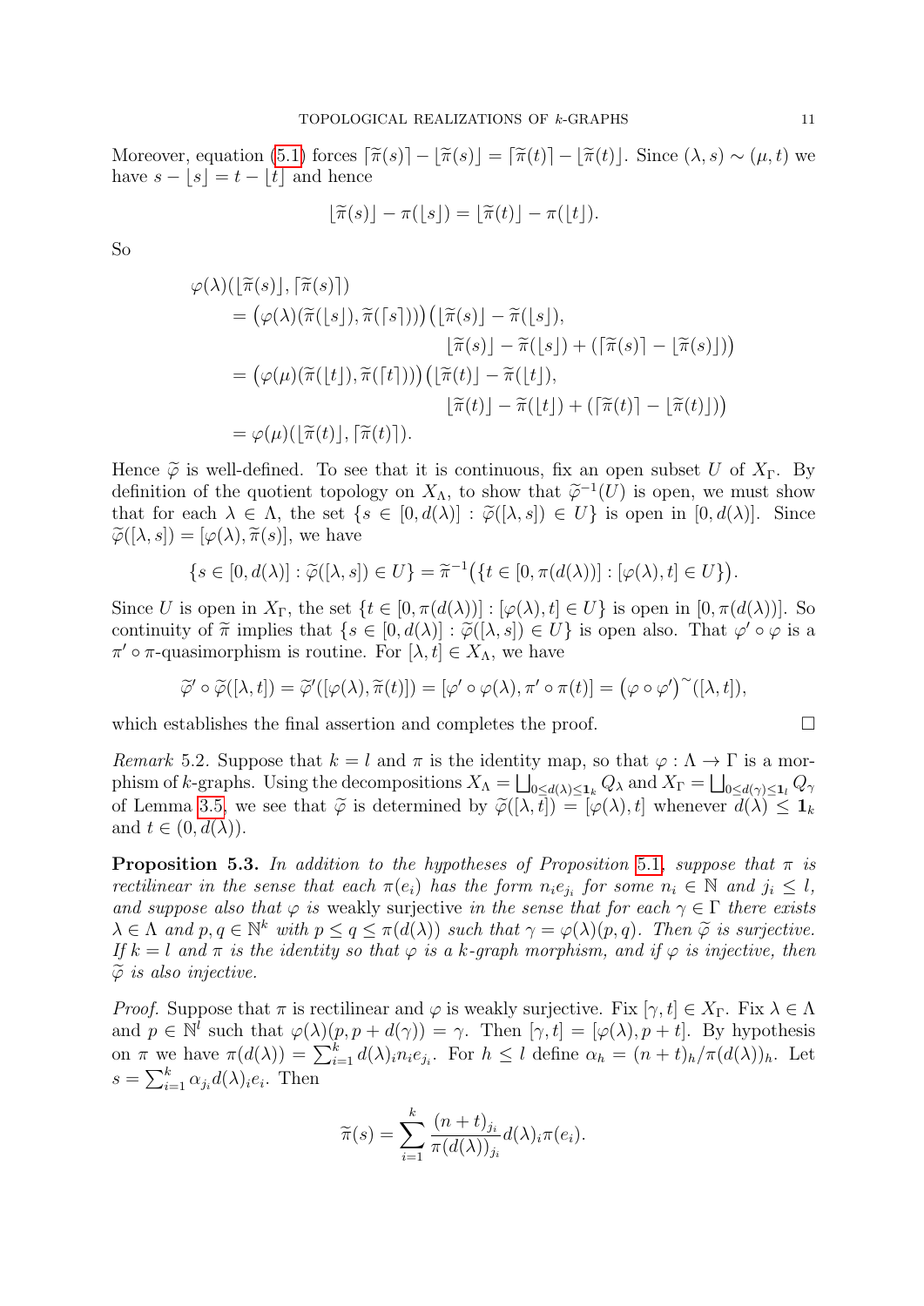Moreover, equation (5.1) forces $\lceil\widetilde{\pi}(s)\rceil - \lfloor\widetilde{\pi}(s)\rfloor = \lceil\widetilde{\pi}(t)\rceil - \lfloor\widetilde{\pi}(t)\rfloor$. Since $(\lambda, s) \sim (\mu, t)$ we have $s - \lfloor s\rfloor = t - \lfloor t\rfloor$ and hence

$$\lfloor\widetilde{\pi}(s)\rfloor - \pi(\lfloor s\rfloor) = \lfloor\widetilde{\pi}(t)\rfloor - \pi(\lfloor t\rfloor).$$

So

$$\begin{aligned}
\varphi(\lambda)&(\lfloor\widetilde{\pi}(s)\rfloor, \lceil\widetilde{\pi}(s)\rceil) \\
&= \big(\varphi(\lambda)(\widetilde{\pi}(\lfloor s\rfloor), \widetilde{\pi}(\lceil s\rceil))\big)\big(\lfloor\widetilde{\pi}(s)\rfloor - \widetilde{\pi}(\lfloor s\rfloor), \\
&\qquad\qquad \lfloor\widetilde{\pi}(s)\rfloor - \widetilde{\pi}(\lfloor s\rfloor) + (\lceil\widetilde{\pi}(s)\rceil - \lfloor\widetilde{\pi}(s)\rfloor)\big) \\
&= \big(\varphi(\mu)(\widetilde{\pi}(\lfloor t\rfloor), \widetilde{\pi}(\lceil t\rceil))\big)\big(\lfloor\widetilde{\pi}(t)\rfloor - \widetilde{\pi}(\lfloor t\rfloor), \\
&\qquad\qquad \lfloor\widetilde{\pi}(t)\rfloor - \widetilde{\pi}(\lfloor t\rfloor) + (\lceil\widetilde{\pi}(t)\rceil - \lfloor\widetilde{\pi}(t)\rfloor)\big) \\
&= \varphi(\mu)(\lfloor\widetilde{\pi}(t)\rfloor, \lceil\widetilde{\pi}(t)\rceil).
\end{aligned}$$

Hence $\widetilde{\varphi}$ is well-defined. To see that it is continuous, fix an open subset $U$ of $X_\Gamma$. By definition of the quotient topology on $X_\Lambda$, to show that $\widetilde{\varphi}^{-1}(U)$ is open, we must show that for each $\lambda \in \Lambda$, the set $\{s \in [0, d(\lambda)] : \widetilde{\varphi}([\lambda, s]) \in U\}$ is open in $[0, d(\lambda)]$. Since $\widetilde{\varphi}([\lambda, s]) = [\varphi(\lambda), \widetilde{\pi}(s)]$, we have

$$\{s \in [0, d(\lambda)] : \widetilde{\varphi}([\lambda, s]) \in U\} = \widetilde{\pi}^{-1}\big(\{t \in [0, \pi(d(\lambda))] : [\varphi(\lambda), t] \in U\}\big).$$

Since $U$ is open in $X_\Gamma$, the set $\{t \in [0, \pi(d(\lambda))] : [\varphi(\lambda), t] \in U\}$ is open in $[0, \pi(d(\lambda))]$. So continuity of $\widetilde{\pi}$ implies that $\{s \in [0, d(\lambda)] : \widetilde{\varphi}([\lambda, s]) \in U\}$ is open also. That $\varphi' \circ \varphi$ is a $\pi' \circ \pi$-quasimorphism is routine. For $[\lambda, t] \in X_\Lambda$, we have

$$\widetilde{\varphi}' \circ \widetilde{\varphi}([\lambda, t]) = \widetilde{\varphi}'([\varphi(\lambda), \widetilde{\pi}(t)]) = [\varphi' \circ \varphi(\lambda), \pi' \circ \pi(t)] = \big(\varphi \circ \varphi'\big)^{\sim}([\lambda, t]),$$

which establishes the final assertion and completes the proof. $\square$

*Remark* 5.2. Suppose that $k = l$ and $\pi$ is the identity map, so that $\varphi : \Lambda \to \Gamma$ is a morphism of $k$-graphs. Using the decompositions $X_\Lambda = \bigsqcup_{0 \le d(\lambda) \le \mathbf{1}_k} Q_\lambda$ and $X_\Gamma = \bigsqcup_{0 \le d(\gamma) \le \mathbf{1}_l} Q_\gamma$ of Lemma 3.5, we see that $\widetilde{\varphi}$ is determined by $\widetilde{\varphi}([\lambda, t]) = [\varphi(\lambda), t]$ whenever $d(\lambda) \le \mathbf{1}_k$ and $t \in (0, d(\lambda))$.

**Proposition 5.3.** *In addition to the hypotheses of Proposition 5.1, suppose that $\pi$ is rectilinear in the sense that each $\pi(e_i)$ has the form $n_i e_{j_i}$ for some $n_i \in \mathbb{N}$ and $j_i \le l$, and suppose also that $\varphi$ is* weakly surjective *in the sense that for each $\gamma \in \Gamma$ there exists $\lambda \in \Lambda$ and $p, q \in \mathbb{N}^k$ with $p \le q \le \pi(d(\lambda))$ such that $\gamma = \varphi(\lambda)(p, q)$. Then $\widetilde{\varphi}$ is surjective. If $k = l$ and $\pi$ is the identity so that $\varphi$ is a $k$-graph morphism, and if $\varphi$ is injective, then $\widetilde{\varphi}$ is also injective.*

*Proof.* Suppose that $\pi$ is rectilinear and $\varphi$ is weakly surjective. Fix $[\gamma, t] \in X_\Gamma$. Fix $\lambda \in \Lambda$ and $p \in \mathbb{N}^l$ such that $\varphi(\lambda)(p, p + d(\gamma)) = \gamma$. Then $[\gamma, t] = [\varphi(\lambda), p + t]$. By hypothesis on $\pi$ we have $\pi(d(\lambda)) = \sum_{i=1}^k d(\lambda)_i n_i e_{j_i}$. For $h \le l$ define $\alpha_h = (n + t)_h/\pi(d(\lambda))_h$. Let $s = \sum_{i=1}^k \alpha_{j_i} d(\lambda)_i e_i$. Then

$$\widetilde{\pi}(s) = \sum_{i=1}^k \frac{(n + t)_{j_i}}{\pi(d(\lambda))_{j_i}} d(\lambda)_i \pi(e_i).$$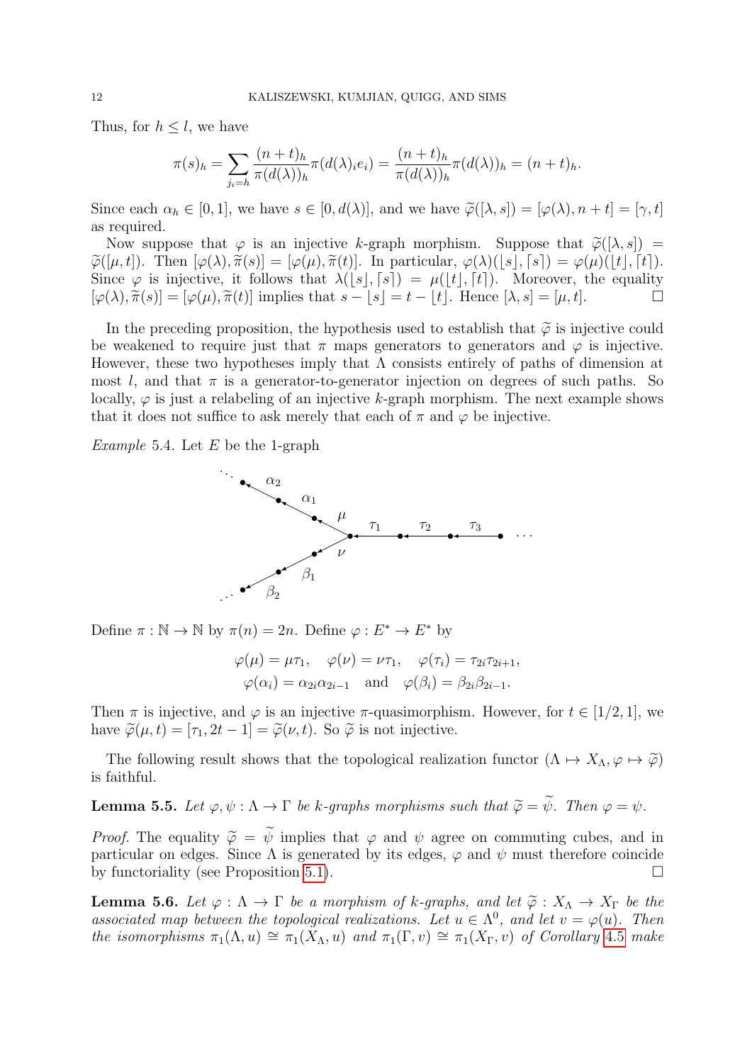Thus, for $h \leq l$, we have

$$\pi(s)_h = \sum_{j_i=h} \frac{(n+t)_h}{\pi(d(\lambda))_h}\pi(d(\lambda)_i e_i) = \frac{(n+t)_h}{\pi(d(\lambda))_h}\pi(d(\lambda))_h = (n+t)_h.$$

Since each $\alpha_h \in [0,1]$, we have $s \in [0, d(\lambda)]$, and we have $\widetilde{\varphi}([\lambda, s]) = [\varphi(\lambda), n+t] = [\gamma, t]$ as required.

Now suppose that $\varphi$ is an injective $k$-graph morphism. Suppose that $\widetilde{\varphi}([\lambda, s]) = \widetilde{\varphi}([\mu, t])$. Then $[\varphi(\lambda), \widetilde{\pi}(s)] = [\varphi(\mu), \widetilde{\pi}(t)]$. In particular, $\varphi(\lambda)(\lfloor s \rfloor, \lceil s \rceil) = \varphi(\mu)(\lfloor t \rfloor, \lceil t \rceil)$. Since $\varphi$ is injective, it follows that $\lambda(\lfloor s \rfloor, \lceil s \rceil) = \mu(\lfloor t \rfloor, \lceil t \rceil)$. Moreover, the equality $[\varphi(\lambda), \widetilde{\pi}(s)] = [\varphi(\mu), \widetilde{\pi}(t)]$ implies that $s - \lfloor s \rfloor = t - \lfloor t \rfloor$. Hence $[\lambda, s] = [\mu, t]$. □

In the preceding proposition, the hypothesis used to establish that $\widetilde{\varphi}$ is injective could be weakened to require just that $\pi$ maps generators to generators and $\varphi$ is injective. However, these two hypotheses imply that $\Lambda$ consists entirely of paths of dimension at most $l$, and that $\pi$ is a generator-to-generator injection on degrees of such paths. So locally, $\varphi$ is just a relabeling of an injective $k$-graph morphism. The next example shows that it does not suffice to ask merely that each of $\pi$ and $\varphi$ be injective.

*Example* 5.4. Let $E$ be the 1-graph

Define $\pi : \mathbb{N} \to \mathbb{N}$ by $\pi(n) = 2n$. Define $\varphi : E^* \to E^*$ by

$$\varphi(\mu) = \mu\tau_1, \quad \varphi(\nu) = \nu\tau_1, \quad \varphi(\tau_i) = \tau_{2i}\tau_{2i+1},$$
$$\varphi(\alpha_i) = \alpha_{2i}\alpha_{2i-1} \quad \text{and} \quad \varphi(\beta_i) = \beta_{2i}\beta_{2i-1}.$$

Then $\pi$ is injective, and $\varphi$ is an injective $\pi$-quasimorphism. However, for $t \in [1/2, 1]$, we have $\widetilde{\varphi}(\mu, t) = [\tau_1, 2t - 1] = \widetilde{\varphi}(\nu, t)$. So $\widetilde{\varphi}$ is not injective.

The following result shows that the topological realization functor ($\Lambda \mapsto X_\Lambda, \varphi \mapsto \widetilde{\varphi}$) is faithful.

**Lemma 5.5.** *Let $\varphi, \psi : \Lambda \to \Gamma$ be $k$-graphs morphisms such that $\widetilde{\varphi} = \widetilde{\psi}$. Then $\varphi = \psi$.*

*Proof.* The equality $\widetilde{\varphi} = \widetilde{\psi}$ implies that $\varphi$ and $\psi$ agree on commuting cubes, and in particular on edges. Since $\Lambda$ is generated by its edges, $\varphi$ and $\psi$ must therefore coincide by functoriality (see Proposition 5.1). □

**Lemma 5.6.** *Let $\varphi : \Lambda \to \Gamma$ be a morphism of $k$-graphs, and let $\widetilde{\varphi} : X_\Lambda \to X_\Gamma$ be the associated map between the topological realizations. Let $u \in \Lambda^0$, and let $v = \varphi(u)$. Then the isomorphisms $\pi_1(\Lambda, u) \cong \pi_1(X_\Lambda, u)$ and $\pi_1(\Gamma, v) \cong \pi_1(X_\Gamma, v)$ of Corollary 4.5 make*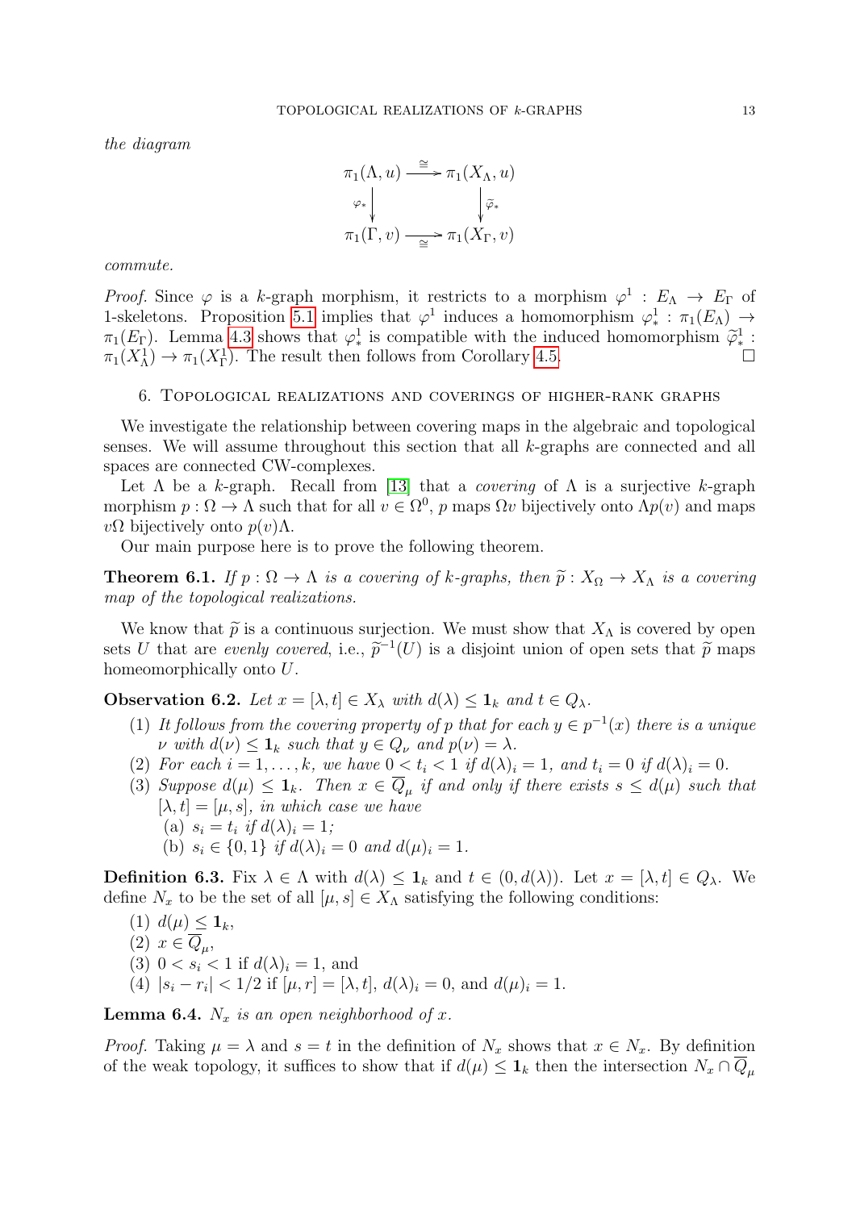*the diagram*

$$\begin{array}{ccc}
\pi_1(\Lambda, u) & \xrightarrow{\cong} & \pi_1(X_\Lambda, u) \\
{\scriptstyle \varphi_*} \downarrow & & \downarrow {\scriptstyle \widetilde{\varphi}_*} \\
\pi_1(\Gamma, v) & \xrightarrow[\cong]{} & \pi_1(X_\Gamma, v)
\end{array}$$

*commute.*

*Proof.* Since $\varphi$ is a $k$-graph morphism, it restricts to a morphism $\varphi^1 : E_\Lambda \to E_\Gamma$ of 1-skeletons. Proposition 5.1 implies that $\varphi^1$ induces a homomorphism $\varphi^1_* : \pi_1(E_\Lambda) \to \pi_1(E_\Gamma)$. Lemma 4.3 shows that $\varphi^1_*$ is compatible with the induced homomorphism $\widetilde{\varphi}^1_* : \pi_1(X^1_\Lambda) \to \pi_1(X^1_\Gamma)$. The result then follows from Corollary 4.5. □

## 6. Topological realizations and coverings of higher-rank graphs

We investigate the relationship between covering maps in the algebraic and topological senses. We will assume throughout this section that all $k$-graphs are connected and all spaces are connected CW-complexes.

Let $\Lambda$ be a $k$-graph. Recall from [13] that a *covering* of $\Lambda$ is a surjective $k$-graph morphism $p : \Omega \to \Lambda$ such that for all $v \in \Omega^0$, $p$ maps $\Omega v$ bijectively onto $\Lambda p(v)$ and maps $v\Omega$ bijectively onto $p(v)\Lambda$.

Our main purpose here is to prove the following theorem.

**Theorem 6.1.** *If $p : \Omega \to \Lambda$ is a covering of $k$-graphs, then $\widetilde{p} : X_\Omega \to X_\Lambda$ is a covering map of the topological realizations.*

We know that $\widetilde{p}$ is a continuous surjection. We must show that $X_\Lambda$ is covered by open sets $U$ that are *evenly covered*, i.e., $\widetilde{p}^{-1}(U)$ is a disjoint union of open sets that $\widetilde{p}$ maps homeomorphically onto $U$.

**Observation 6.2.** *Let $x = [\lambda, t] \in X_\lambda$ with $d(\lambda) \le \mathbf{1}_k$ and $t \in Q_\lambda$.*

1. *It follows from the covering property of $p$ that for each $y \in p^{-1}(x)$ there is a unique $\nu$ with $d(\nu) \le \mathbf{1}_k$ such that $y \in Q_\nu$ and $p(\nu) = \lambda$.*
2. *For each $i = 1, \ldots, k$, we have $0 < t_i < 1$ if $d(\lambda)_i = 1$, and $t_i = 0$ if $d(\lambda)_i = 0$.*
3. *Suppose $d(\mu) \le \mathbf{1}_k$. Then $x \in \overline{Q}_\mu$ if and only if there exists $s \le d(\mu)$ such that $[\lambda, t] = [\mu, s]$, in which case we have*
   - (a) *$s_i = t_i$ if $d(\lambda)_i = 1$;*
   - (b) *$s_i \in \{0, 1\}$ if $d(\lambda)_i = 0$ and $d(\mu)_i = 1$.*

**Definition 6.3.** Fix $\lambda \in \Lambda$ with $d(\lambda) \le \mathbf{1}_k$ and $t \in (0, d(\lambda))$. Let $x = [\lambda, t] \in Q_\lambda$. We define $N_x$ to be the set of all $[\mu, s] \in X_\Lambda$ satisfying the following conditions:

1. $d(\mu) \le \mathbf{1}_k$,
2. $x \in \overline{Q}_\mu$,
3. $0 < s_i < 1$ if $d(\lambda)_i = 1$, and
4. $|s_i - r_i| < 1/2$ if $[\mu, r] = [\lambda, t]$, $d(\lambda)_i = 0$, and $d(\mu)_i = 1$.

**Lemma 6.4.** *$N_x$ is an open neighborhood of $x$.*

*Proof.* Taking $\mu = \lambda$ and $s = t$ in the definition of $N_x$ shows that $x \in N_x$. By definition of the weak topology, it suffices to show that if $d(\mu) \le \mathbf{1}_k$ then the intersection $N_x \cap \overline{Q}_\mu$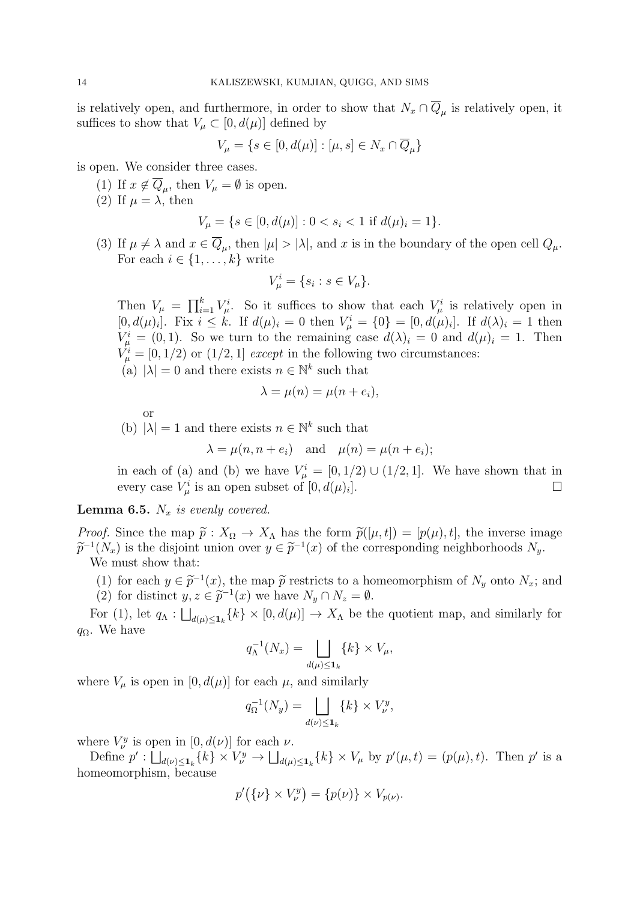is relatively open, and furthermore, in order to show that $N_x \cap \overline{Q}_\mu$ is relatively open, it suffices to show that $V_\mu \subset [0, d(\mu)]$ defined by

$$V_\mu = \{s \in [0, d(\mu)] : [\mu, s] \in N_x \cap \overline{Q}_\mu\}$$

is open. We consider three cases.

(1) If $x \notin \overline{Q}_\mu$, then $V_\mu = \emptyset$ is open.

(2) If $\mu = \lambda$, then

$$V_\mu = \{s \in [0, d(\mu)] : 0 < s_i < 1 \text{ if } d(\mu)_i = 1\}.$$

(3) If $\mu \neq \lambda$ and $x \in \overline{Q}_\mu$, then $|\mu| > |\lambda|$, and $x$ is in the boundary of the open cell $Q_\mu$. For each $i \in \{1, \dots, k\}$ write

$$V_\mu^i = \{s_i : s \in V_\mu\}.$$

Then $V_\mu = \prod_{i=1}^k V_\mu^i$. So it suffices to show that each $V_\mu^i$ is relatively open in $[0, d(\mu)_i]$. Fix $i \leq k$. If $d(\mu)_i = 0$ then $V_\mu^i = \{0\} = [0, d(\mu)_i]$. If $d(\lambda)_i = 1$ then $V_\mu^i = (0, 1)$. So we turn to the remaining case $d(\lambda)_i = 0$ and $d(\mu)_i = 1$. Then $V_\mu^i = [0, 1/2)$ or $(1/2, 1]$ *except* in the following two circumstances:

(a) $|\lambda| = 0$ and there exists $n \in \mathbb{N}^k$ such that

$$\lambda = \mu(n) = \mu(n + e_i),$$

or

(b) $|\lambda| = 1$ and there exists $n \in \mathbb{N}^k$ such that

$$\lambda = \mu(n, n + e_i) \quad \text{and} \quad \mu(n) = \mu(n + e_i);$$

in each of (a) and (b) we have $V_\mu^i = [0, 1/2) \cup (1/2, 1]$. We have shown that in every case $V_\mu^i$ is an open subset of $[0, d(\mu)_i]$. $\square$

**Lemma 6.5.** *$N_x$ is evenly covered.*

*Proof.* Since the map $\widetilde{p} : X_\Omega \to X_\Lambda$ has the form $\widetilde{p}([\mu, t]) = [p(\mu), t]$, the inverse image $\widetilde{p}^{-1}(N_x)$ is the disjoint union over $y \in \widetilde{p}^{-1}(x)$ of the corresponding neighborhoods $N_y$.

We must show that:

(1) for each $y \in \widetilde{p}^{-1}(x)$, the map $\widetilde{p}$ restricts to a homeomorphism of $N_y$ onto $N_x$; and
(2) for distinct $y, z \in \widetilde{p}^{-1}(x)$ we have $N_y \cap N_z = \emptyset$.

For (1), let $q_\Lambda : \bigsqcup_{d(\mu) \leq \mathbf{1}_k} \{k\} \times [0, d(\mu)] \to X_\Lambda$ be the quotient map, and similarly for $q_\Omega$. We have

$$q_\Lambda^{-1}(N_x) = \bigsqcup_{d(\mu) \leq \mathbf{1}_k} \{k\} \times V_\mu,$$

where $V_\mu$ is open in $[0, d(\mu)]$ for each $\mu$, and similarly

$$q_\Omega^{-1}(N_y) = \bigsqcup_{d(\nu) \leq \mathbf{1}_k} \{k\} \times V_\nu^y,$$

where $V_\nu^y$ is open in $[0, d(\nu)]$ for each $\nu$.

Define $p' : \bigsqcup_{d(\nu) \leq \mathbf{1}_k} \{k\} \times V_\nu^y \to \bigsqcup_{d(\mu) \leq \mathbf{1}_k} \{k\} \times V_\mu$ by $p'(\mu, t) = (p(\mu), t)$. Then $p'$ is a homeomorphism, because

$$p'\big(\{\nu\} \times V_\nu^y\big) = \{p(\nu)\} \times V_{p(\nu)}.$$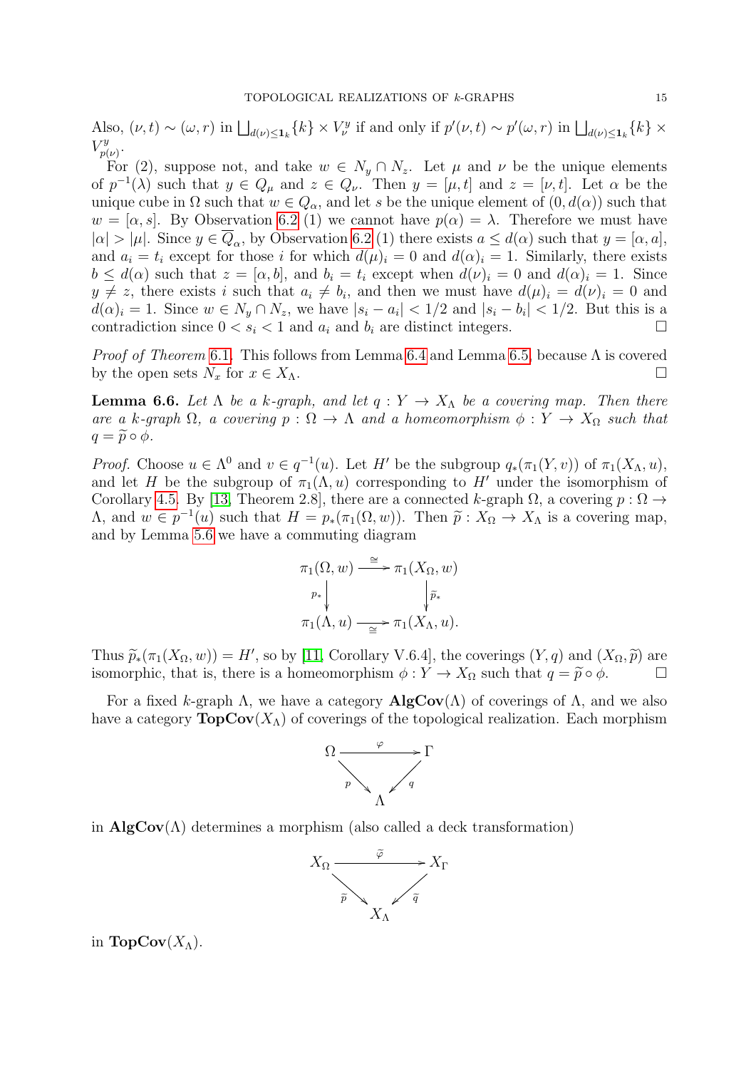Also, $(\nu, t) \sim (\omega, r)$ in $\bigsqcup_{d(\nu) \le \mathbf{1}_k} \{k\} \times V^y_\nu$ if and only if $p'(\nu, t) \sim p'(\omega, r)$ in $\bigsqcup_{d(\nu) \le \mathbf{1}_k} \{k\} \times V^y_{p(\nu)}$.

For (2), suppose not, and take $w \in N_y \cap N_z$. Let $\mu$ and $\nu$ be the unique elements of $p^{-1}(\lambda)$ such that $y \in Q_\mu$ and $z \in Q_\nu$. Then $y = [\mu, t]$ and $z = [\nu, t]$. Let $\alpha$ be the unique cube in $\Omega$ such that $w \in Q_\alpha$, and let $s$ be the unique element of $(0, d(\alpha))$ such that $w = [\alpha, s]$. By Observation 6.2 (1) we cannot have $p(\alpha) = \lambda$. Therefore we must have $|\alpha| > |\mu|$. Since $y \in \overline{Q}_\alpha$, by Observation 6.2 (1) there exists $a \le d(\alpha)$ such that $y = [\alpha, a]$, and $a_i = t_i$ except for those $i$ for which $d(\mu)_i = 0$ and $d(\alpha)_i = 1$. Similarly, there exists $b \le d(\alpha)$ such that $z = [\alpha, b]$, and $b_i = t_i$ except when $d(\nu)_i = 0$ and $d(\alpha)_i = 1$. Since $y \ne z$, there exists $i$ such that $a_i \ne b_i$, and then we must have $d(\mu)_i = d(\nu)_i = 0$ and $d(\alpha)_i = 1$. Since $w \in N_y \cap N_z$, we have $|s_i - a_i| < 1/2$ and $|s_i - b_i| < 1/2$. But this is a contradiction since $0 < s_i < 1$ and $a_i$ and $b_i$ are distinct integers. □

*Proof of Theorem* 6.1. This follows from Lemma 6.4 and Lemma 6.5, because $\Lambda$ is covered by the open sets $N_x$ for $x \in X_\Lambda$. □

**Lemma 6.6.** *Let $\Lambda$ be a $k$-graph, and let $q : Y \to X_\Lambda$ be a covering map. Then there are a $k$-graph $\Omega$, a covering $p : \Omega \to \Lambda$ and a homeomorphism $\phi : Y \to X_\Omega$ such that $q = \widetilde{p} \circ \phi$.*

*Proof.* Choose $u \in \Lambda^0$ and $v \in q^{-1}(u)$. Let $H'$ be the subgroup $q_*(\pi_1(Y, v))$ of $\pi_1(X_\Lambda, u)$, and let $H$ be the subgroup of $\pi_1(\Lambda, u)$ corresponding to $H'$ under the isomorphism of Corollary 4.5. By [13, Theorem 2.8], there are a connected $k$-graph $\Omega$, a covering $p : \Omega \to \Lambda$, and $w \in p^{-1}(u)$ such that $H = p_*(\pi_1(\Omega, w))$. Then $\widetilde{p} : X_\Omega \to X_\Lambda$ is a covering map, and by Lemma 5.6 we have a commuting diagram

$$\begin{array}{ccc} \pi_1(\Omega, w) & \xrightarrow{\cong} & \pi_1(X_\Omega, w) \\ \downarrow{\scriptstyle p_*} & & \downarrow{\scriptstyle \widetilde{p}_*} \\ \pi_1(\Lambda, u) & \xrightarrow[\cong]{} & \pi_1(X_\Lambda, u). \end{array}$$

Thus $\widetilde{p}_*(\pi_1(X_\Omega, w)) = H'$, so by [11, Corollary V.6.4], the coverings $(Y, q)$ and $(X_\Omega, \widetilde{p})$ are isomorphic, that is, there is a homeomorphism $\phi : Y \to X_\Omega$ such that $q = \widetilde{p} \circ \phi$. □

For a fixed $k$-graph $\Lambda$, we have a category $\mathbf{AlgCov}(\Lambda)$ of coverings of $\Lambda$, and we also have a category $\mathbf{TopCov}(X_\Lambda)$ of coverings of the topological realization. Each morphism

$$\begin{array}{ccc} \Omega & \xrightarrow{\varphi} & \Gamma \\ & {\scriptstyle p}\searrow \quad \swarrow{\scriptstyle q} & \\ & \Lambda & \end{array}$$

in $\mathbf{AlgCov}(\Lambda)$ determines a morphism (also called a deck transformation)

$$\begin{array}{ccc} X_\Omega & \xrightarrow{\widetilde{\varphi}} & X_\Gamma \\ & {\scriptstyle \widetilde{p}}\searrow \quad \swarrow{\scriptstyle \widetilde{q}} & \\ & X_\Lambda & \end{array}$$

in $\mathbf{TopCov}(X_\Lambda)$.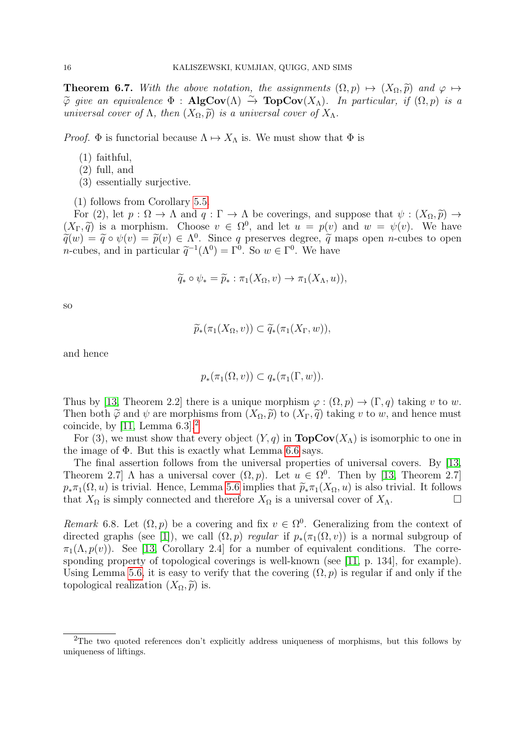**Theorem 6.7.** *With the above notation, the assignments $(\Omega, p) \mapsto (X_\Omega, \widetilde{p})$ and $\varphi \mapsto \widetilde{\varphi}$ give an equivalence $\Phi : \mathbf{AlgCov}(\Lambda) \xrightarrow{\sim} \mathbf{TopCov}(X_\Lambda)$. In particular, if $(\Omega, p)$ is a universal cover of $\Lambda$, then $(X_\Omega, \widetilde{p})$ is a universal cover of $X_\Lambda$.*

*Proof.* $\Phi$ is functorial because $\Lambda \mapsto X_\Lambda$ is. We must show that $\Phi$ is

(1) faithful,
(2) full, and
(3) essentially surjective.

(1) follows from Corollary 5.5.

For (2), let $p : \Omega \to \Lambda$ and $q : \Gamma \to \Lambda$ be coverings, and suppose that $\psi : (X_\Omega, \widetilde{p}) \to (X_\Gamma, \widetilde{q})$ is a morphism. Choose $v \in \Omega^0$, and let $u = p(v)$ and $w = \psi(v)$. We have $\widetilde{q}(w) = \widetilde{q} \circ \psi(v) = \widetilde{p}(v) \in \Lambda^0$. Since $q$ preserves degree, $\widetilde{q}$ maps open $n$-cubes to open $n$-cubes, and in particular $\widetilde{q}^{-1}(\Lambda^0) = \Gamma^0$. So $w \in \Gamma^0$. We have

$$\widetilde{q}_* \circ \psi_* = \widetilde{p}_* : \pi_1(X_\Omega, v) \to \pi_1(X_\Lambda, u)),$$

so

$$\widetilde{p}_*(\pi_1(X_\Omega, v)) \subset \widetilde{q}_*(\pi_1(X_\Gamma, w)),$$

and hence

$$p_*(\pi_1(\Omega, v)) \subset q_*(\pi_1(\Gamma, w)).$$

Thus by [13, Theorem 2.2] there is a unique morphism $\varphi : (\Omega, p) \to (\Gamma, q)$ taking $v$ to $w$. Then both $\widetilde{\varphi}$ and $\psi$ are morphisms from $(X_\Omega, \widetilde{p})$ to $(X_\Gamma, \widetilde{q})$ taking $v$ to $w$, and hence must coincide, by [11, Lemma 6.3].[2]

For (3), we must show that every object $(Y, q)$ in $\mathbf{TopCov}(X_\Lambda)$ is isomorphic to one in the image of $\Phi$. But this is exactly what Lemma 6.6 says.

The final assertion follows from the universal properties of universal covers. By [13, Theorem 2.7] $\Lambda$ has a universal cover $(\Omega, p)$. Let $u \in \Omega^0$. Then by [13, Theorem 2.7] $p_*\pi_1(\Omega, u)$ is trivial. Hence, Lemma 5.6 implies that $\widetilde{p}_*\pi_1(X_\Omega, u)$ is also trivial. It follows that $X_\Omega$ is simply connected and therefore $X_\Omega$ is a universal cover of $X_\Lambda$. □

*Remark* 6.8. Let $(\Omega, p)$ be a covering and fix $v \in \Omega^0$. Generalizing from the context of directed graphs (see [1]), we call $(\Omega, p)$ *regular* if $p_*(\pi_1(\Omega, v))$ is a normal subgroup of $\pi_1(\Lambda, p(v))$. See [13, Corollary 2.4] for a number of equivalent conditions. The corresponding property of topological coverings is well-known (see [11, p. 134], for example). Using Lemma 5.6, it is easy to verify that the covering $(\Omega, p)$ is regular if and only if the topological realization $(X_\Omega, \widetilde{p})$ is.

---

[2] The two quoted references don't explicitly address uniqueness of morphisms, but this follows by uniqueness of liftings.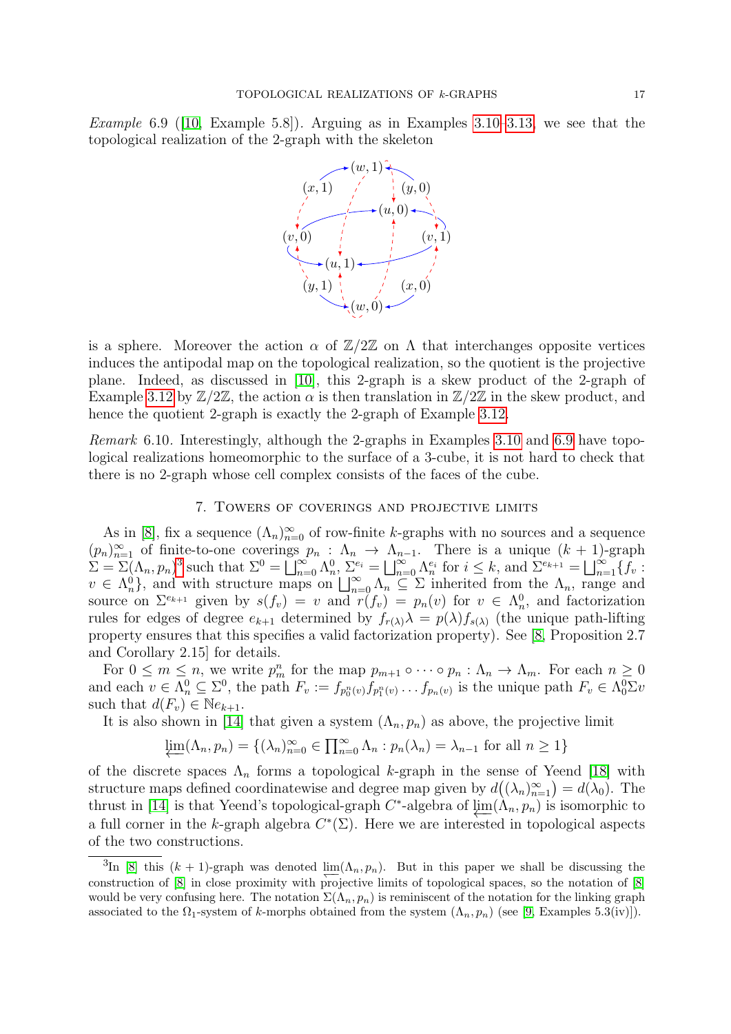*Example* 6.9 ([10, Example 5.8]). Arguing as in Examples 3.10–3.13, we see that the topological realization of the 2-graph with the skeleton

is a sphere. Moreover the action $\alpha$ of $\mathbb{Z}/2\mathbb{Z}$ on $\Lambda$ that interchanges opposite vertices induces the antipodal map on the topological realization, so the quotient is the projective plane. Indeed, as discussed in [10], this 2-graph is a skew product of the 2-graph of Example 3.12 by $\mathbb{Z}/2\mathbb{Z}$, the action $\alpha$ is then translation in $\mathbb{Z}/2\mathbb{Z}$ in the skew product, and hence the quotient 2-graph is exactly the 2-graph of Example 3.12.

*Remark* 6.10. Interestingly, although the 2-graphs in Examples 3.10 and 6.9 have topological realizations homeomorphic to the surface of a 3-cube, it is not hard to check that there is no 2-graph whose cell complex consists of the faces of the cube.

## 7. Towers of coverings and projective limits

As in [8], fix a sequence $(\Lambda_n)_{n=0}^\infty$ of row-finite $k$-graphs with no sources and a sequence $(p_n)_{n=1}^\infty$ of finite-to-one coverings $p_n : \Lambda_n \to \Lambda_{n-1}$. There is a unique $(k+1)$-graph $\Sigma = \Sigma(\Lambda_n, p_n)$[3] such that $\Sigma^0 = \bigsqcup_{n=0}^\infty \Lambda_n^0$, $\Sigma^{e_i} = \bigsqcup_{n=0}^\infty \Lambda_n^{e_i}$ for $i \leq k$, and $\Sigma^{e_{k+1}} = \bigsqcup_{n=1}^\infty \{f_v : v \in \Lambda_n^0\}$, and with structure maps on $\bigsqcup_{n=0}^\infty \Lambda_n \subseteq \Sigma$ inherited from the $\Lambda_n$, range and source on $\Sigma^{e_{k+1}}$ given by $s(f_v) = v$ and $r(f_v) = p_n(v)$ for $v \in \Lambda_n^0$, and factorization rules for edges of degree $e_{k+1}$ determined by $f_{r(\lambda)}\lambda = p(\lambda) f_{s(\lambda)}$ (the unique path-lifting property ensures that this specifies a valid factorization property). See [8, Proposition 2.7 and Corollary 2.15] for details.

For $0 \leq m \leq n$, we write $p_m^n$ for the map $p_{m+1} \circ \cdots \circ p_n : \Lambda_n \to \Lambda_m$. For each $n \geq 0$ and each $v \in \Lambda_n^0 \subseteq \Sigma^0$, the path $F_v := f_{p_0^n(v)} f_{p_1^n(v)} \ldots f_{p_n(v)}$ is the unique path $F_v \in \Lambda_0^0 \Sigma v$ such that $d(F_v) \in \mathbb{N} e_{k+1}$.

It is also shown in [14] that given a system $(\Lambda_n, p_n)$ as above, the projective limit

$$\varprojlim(\Lambda_n, p_n) = \{(\lambda_n)_{n=0}^\infty \in \textstyle\prod_{n=0}^\infty \Lambda_n : p_n(\lambda_n) = \lambda_{n-1} \text{ for all } n \geq 1\}$$

of the discrete spaces $\Lambda_n$ forms a topological $k$-graph in the sense of Yeend [18] with structure maps defined coordinatewise and degree map given by $d\big((\lambda_n)_{n=1}^\infty\big) = d(\lambda_0)$. The thrust in [14] is that Yeend's topological-graph $C^*$-algebra of $\varprojlim(\Lambda_n, p_n)$ is isomorphic to a full corner in the $k$-graph algebra $C^*(\Sigma)$. Here we are interested in topological aspects of the two constructions.

[3] In [8] this $(k+1)$-graph was denoted $\varprojlim(\Lambda_n, p_n)$. But in this paper we shall be discussing the construction of [8] in close proximity with projective limits of topological spaces, so the notation of [8] would be very confusing here. The notation $\Sigma(\Lambda_n, p_n)$ is reminiscent of the notation for the linking graph associated to the $\Omega_1$-system of $k$-morphs obtained from the system $(\Lambda_n, p_n)$ (see [9, Examples 5.3(iv)]).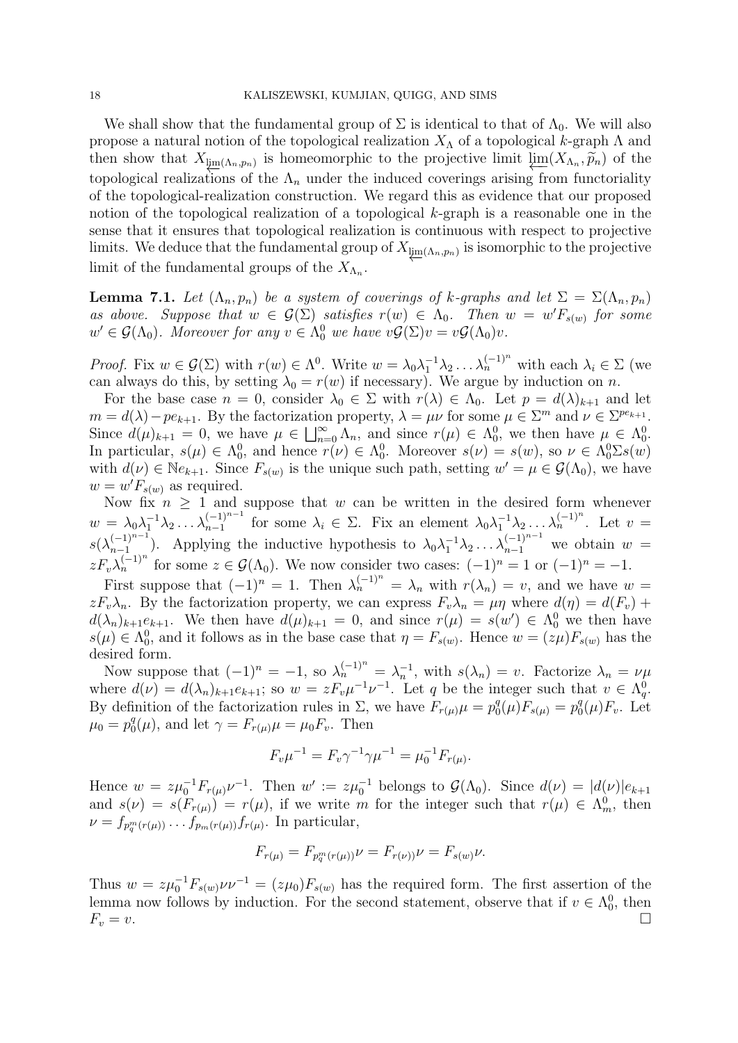We shall show that the fundamental group of $\Sigma$ is identical to that of $\Lambda_0$. We will also propose a natural notion of the topological realization $X_\Lambda$ of a topological $k$-graph $\Lambda$ and then show that $X_{\varprojlim(\Lambda_n,p_n)}$ is homeomorphic to the projective limit $\varprojlim(X_{\Lambda_n}, \widetilde{p}_n)$ of the topological realizations of the $\Lambda_n$ under the induced coverings arising from functoriality of the topological-realization construction. We regard this as evidence that our proposed notion of the topological realization of a topological $k$-graph is a reasonable one in the sense that it ensures that topological realization is continuous with respect to projective limits. We deduce that the fundamental group of $X_{\varprojlim(\Lambda_n,p_n)}$ is isomorphic to the projective limit of the fundamental groups of the $X_{\Lambda_n}$.

**Lemma 7.1.** *Let $(\Lambda_n, p_n)$ be a system of coverings of $k$-graphs and let $\Sigma = \Sigma(\Lambda_n, p_n)$ as above. Suppose that $w \in \mathcal{G}(\Sigma)$ satisfies $r(w) \in \Lambda_0$. Then $w = w' F_{s(w)}$ for some $w' \in \mathcal{G}(\Lambda_0)$. Moreover for any $v \in \Lambda_0^0$ we have $v\mathcal{G}(\Sigma)v = v\mathcal{G}(\Lambda_0)v$.*

*Proof.* Fix $w \in \mathcal{G}(\Sigma)$ with $r(w) \in \Lambda^0$. Write $w = \lambda_0\lambda_1^{-1}\lambda_2 \dots \lambda_n^{(-1)^n}$ with each $\lambda_i \in \Sigma$ (we can always do this, by setting $\lambda_0 = r(w)$ if necessary). We argue by induction on $n$.

For the base case $n = 0$, consider $\lambda_0 \in \Sigma$ with $r(\lambda) \in \Lambda_0$. Let $p = d(\lambda)_{k+1}$ and let $m = d(\lambda) - pe_{k+1}$. By the factorization property, $\lambda = \mu\nu$ for some $\mu \in \Sigma^m$ and $\nu \in \Sigma^{pe_{k+1}}$. Since $d(\mu)_{k+1} = 0$, we have $\mu \in \bigsqcup_{n=0}^\infty \Lambda_n$, and since $r(\mu) \in \Lambda_0^0$, we then have $\mu \in \Lambda_0^0$. In particular, $s(\mu) \in \Lambda_0^0$, and hence $r(\nu) \in \Lambda_0^0$. Moreover $s(\nu) = s(w)$, so $\nu \in \Lambda_0^0 \Sigma s(w)$ with $d(\nu) \in \mathbb{N}e_{k+1}$. Since $F_{s(w)}$ is the unique such path, setting $w' = \mu \in \mathcal{G}(\Lambda_0)$, we have $w = w' F_{s(w)}$ as required.

Now fix $n \geq 1$ and suppose that $w$ can be written in the desired form whenever $w = \lambda_0\lambda_1^{-1}\lambda_2 \dots \lambda_{n-1}^{(-1)^{n-1}}$ for some $\lambda_i \in \Sigma$. Fix an element $\lambda_0\lambda_1^{-1}\lambda_2 \dots \lambda_n^{(-1)^n}$. Let $v = s(\lambda_{n-1}^{(-1)^{n-1}})$. Applying the inductive hypothesis to $\lambda_0\lambda_1^{-1}\lambda_2 \dots \lambda_{n-1}^{(-1)^{n-1}}$ we obtain $w = zF_v\lambda_n^{(-1)^n}$ for some $z \in \mathcal{G}(\Lambda_0)$. We now consider two cases: $(-1)^n = 1$ or $(-1)^n = -1$.

First suppose that $(-1)^n = 1$. Then $\lambda_n^{(-1)^n} = \lambda_n$ with $r(\lambda_n) = v$, and we have $w = zF_v\lambda_n$. By the factorization property, we can express $F_v\lambda_n = \mu\eta$ where $d(\eta) = d(F_v) + d(\lambda_n)_{k+1}e_{k+1}$. We then have $d(\mu)_{k+1} = 0$, and since $r(\mu) = s(w') \in \Lambda_0^0$ we then have $s(\mu) \in \Lambda_0^0$, and it follows as in the base case that $\eta = F_{s(w)}$. Hence $w = (z\mu)F_{s(w)}$ has the desired form.

Now suppose that $(-1)^n = -1$, so $\lambda_n^{(-1)^n} = \lambda_n^{-1}$, with $s(\lambda_n) = v$. Factorize $\lambda_n = \nu\mu$ where $d(\nu) = d(\lambda_n)_{k+1}e_{k+1}$; so $w = zF_v\mu^{-1}\nu^{-1}$. Let $q$ be the integer such that $v \in \Lambda_q^0$. By definition of the factorization rules in $\Sigma$, we have $F_{r(\mu)}\mu = p_0^q(\mu)F_{s(\mu)} = p_0^q(\mu)F_v$. Let $\mu_0 = p_0^q(\mu)$, and let $\gamma = F_{r(\mu)}\mu = \mu_0 F_v$. Then

$$F_v\mu^{-1} = F_v\gamma^{-1}\gamma\mu^{-1} = \mu_0^{-1}F_{r(\mu)}.$$

Hence $w = z\mu_0^{-1}F_{r(\mu)}\nu^{-1}$. Then $w' := z\mu_0^{-1}$ belongs to $\mathcal{G}(\Lambda_0)$. Since $d(\nu) = |d(\nu)|e_{k+1}$ and $s(\nu) = s(F_{r(\mu)}) = r(\mu)$, if we write $m$ for the integer such that $r(\mu) \in \Lambda_m^0$, then $\nu = f_{p_q^m(r(\mu))} \dots f_{p_m(r(\mu))}f_{r(\mu)}$. In particular,

$$F_{r(\mu)} = F_{p_q^m(r(\mu))}\nu = F_{r(\nu))}\nu = F_{s(w)}\nu.$$

Thus $w = z\mu_0^{-1}F_{s(w)}\nu\nu^{-1} = (z\mu_0)F_{s(w)}$ has the required form. The first assertion of the lemma now follows by induction. For the second statement, observe that if $v \in \Lambda_0^0$, then $F_v = v$. $\square$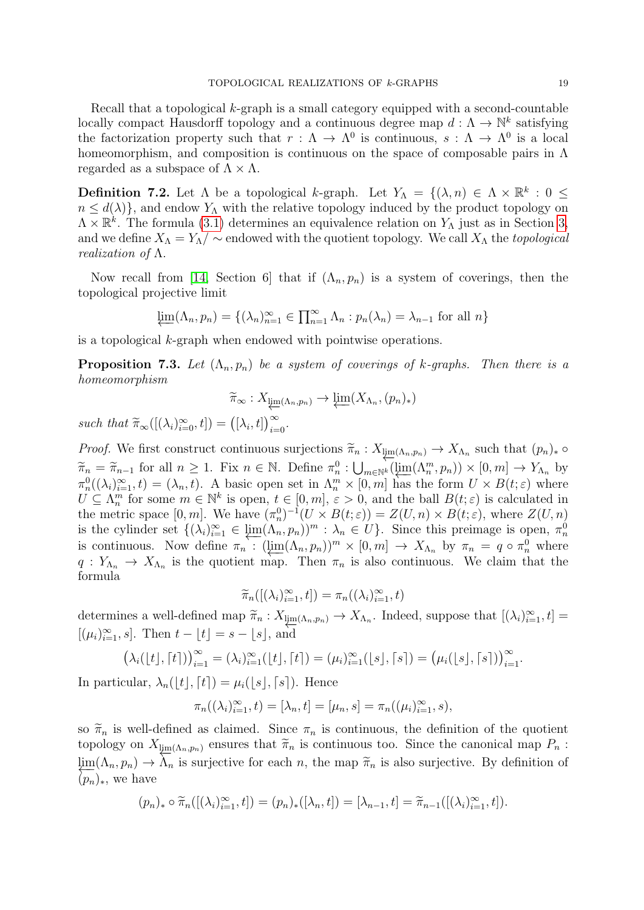Recall that a topological $k$-graph is a small category equipped with a second-countable locally compact Hausdorff topology and a continuous degree map $d : \Lambda \to \mathbb{N}^k$ satisfying the factorization property such that $r : \Lambda \to \Lambda^0$ is continuous, $s : \Lambda \to \Lambda^0$ is a local homeomorphism, and composition is continuous on the space of composable pairs in $\Lambda$ regarded as a subspace of $\Lambda \times \Lambda$.

**Definition 7.2.** Let $\Lambda$ be a topological $k$-graph. Let $Y_\Lambda = \{(\lambda, n) \in \Lambda \times \mathbb{R}^k : 0 \leq n \leq d(\lambda)\}$, and endow $Y_\Lambda$ with the relative topology induced by the product topology on $\Lambda \times \mathbb{R}^k$. The formula (3.1) determines an equivalence relation on $Y_\Lambda$ just as in Section 3, and we define $X_\Lambda = Y_\Lambda / \sim$ endowed with the quotient topology. We call $X_\Lambda$ the *topological realization of* $\Lambda$.

Now recall from [14, Section 6] that if $(\Lambda_n, p_n)$ is a system of coverings, then the topological projective limit

$$\varprojlim(\Lambda_n, p_n) = \{(\lambda_n)_{n=1}^\infty \in \textstyle\prod_{n=1}^\infty \Lambda_n : p_n(\lambda_n) = \lambda_{n-1} \text{ for all } n\}$$

is a topological $k$-graph when endowed with pointwise operations.

**Proposition 7.3.** *Let $(\Lambda_n, p_n)$ be a system of coverings of $k$-graphs. Then there is a homeomorphism*

$$\widetilde{\pi}_\infty : X_{\varprojlim(\Lambda_n, p_n)} \to \varprojlim(X_{\Lambda_n}, (p_n)_*)$$

*such that* $\widetilde{\pi}_\infty([(\lambda_i)_{i=0}^\infty, t]) = \big([\lambda_i, t]\big)_{i=0}^\infty$.

*Proof.* We first construct continuous surjections $\widetilde{\pi}_n : X_{\varprojlim(\Lambda_n, p_n)} \to X_{\Lambda_n}$ such that $(p_n)_* \circ \widetilde{\pi}_n = \widetilde{\pi}_{n-1}$ for all $n \geq 1$. Fix $n \in \mathbb{N}$. Define $\pi_n^0 : \bigcup_{m \in \mathbb{N}^k} (\varprojlim(\Lambda_n^m, p_n)) \times [0, m] \to Y_{\Lambda_n}$ by $\pi_n^0((\lambda_i)_{i=1}^\infty, t) = (\lambda_n, t)$. A basic open set in $\Lambda_n^m \times [0, m]$ has the form $U \times B(t; \varepsilon)$ where $U \subseteq \Lambda_n^m$ for some $m \in \mathbb{N}^k$ is open, $t \in [0, m]$, $\varepsilon > 0$, and the ball $B(t; \varepsilon)$ is calculated in the metric space $[0, m]$. We have $(\pi_n^0)^{-1}(U \times B(t; \varepsilon)) = Z(U, n) \times B(t; \varepsilon)$, where $Z(U, n)$ is the cylinder set $\{(\lambda_i)_{i=1}^\infty \in \varprojlim(\Lambda_n, p_n))^m : \lambda_n \in U\}$. Since this preimage is open, $\pi_n^0$ is continuous. Now define $\pi_n : (\varprojlim(\Lambda_n, p_n))^m \times [0, m] \to X_{\Lambda_n}$ by $\pi_n = q \circ \pi_n^0$ where $q : Y_{\Lambda_n} \to X_{\Lambda_n}$ is the quotient map. Then $\pi_n$ is also continuous. We claim that the formula

$$\widetilde{\pi}_n([(\lambda_i)_{i=1}^\infty, t]) = \pi_n((\lambda_i)_{i=1}^\infty, t)$$

determines a well-defined map $\widetilde{\pi}_n : X_{\varprojlim(\Lambda_n, p_n)} \to X_{\Lambda_n}$. Indeed, suppose that $[(\lambda_i)_{i=1}^\infty, t] = [(\mu_i)_{i=1}^\infty, s]$. Then $t - \lfloor t \rfloor = s - \lfloor s \rfloor$, and

$$\big(\lambda_i(\lfloor t \rfloor, \lceil t \rceil)\big)_{i=1}^\infty = (\lambda_i)_{i=1}^\infty(\lfloor t \rfloor, \lceil t \rceil) = (\mu_i)_{i=1}^\infty(\lfloor s \rfloor, \lceil s \rceil) = \big(\mu_i(\lfloor s \rfloor, \lceil s \rceil)\big)_{i=1}^\infty.$$

In particular, $\lambda_n(\lfloor t \rfloor, \lceil t \rceil) = \mu_i(\lfloor s \rfloor, \lceil s \rceil)$. Hence

$$\pi_n((\lambda_i)_{i=1}^\infty, t) = [\lambda_n, t] = [\mu_n, s] = \pi_n((\mu_i)_{i=1}^\infty, s),$$

so $\widetilde{\pi}_n$ is well-defined as claimed. Since $\pi_n$ is continuous, the definition of the quotient topology on $X_{\varprojlim(\Lambda_n, p_n)}$ ensures that $\widetilde{\pi}_n$ is continuous too. Since the canonical map $P_n : \varprojlim(\Lambda_n, p_n) \to \Lambda_n$ is surjective for each $n$, the map $\widetilde{\pi}_n$ is also surjective. By definition of $(p_n)_*$, we have

$$(p_n)_* \circ \widetilde{\pi}_n([(\lambda_i)_{i=1}^\infty, t]) = (p_n)_*([\lambda_n, t]) = [\lambda_{n-1}, t] = \widetilde{\pi}_{n-1}([(\lambda_i)_{i=1}^\infty, t]).$$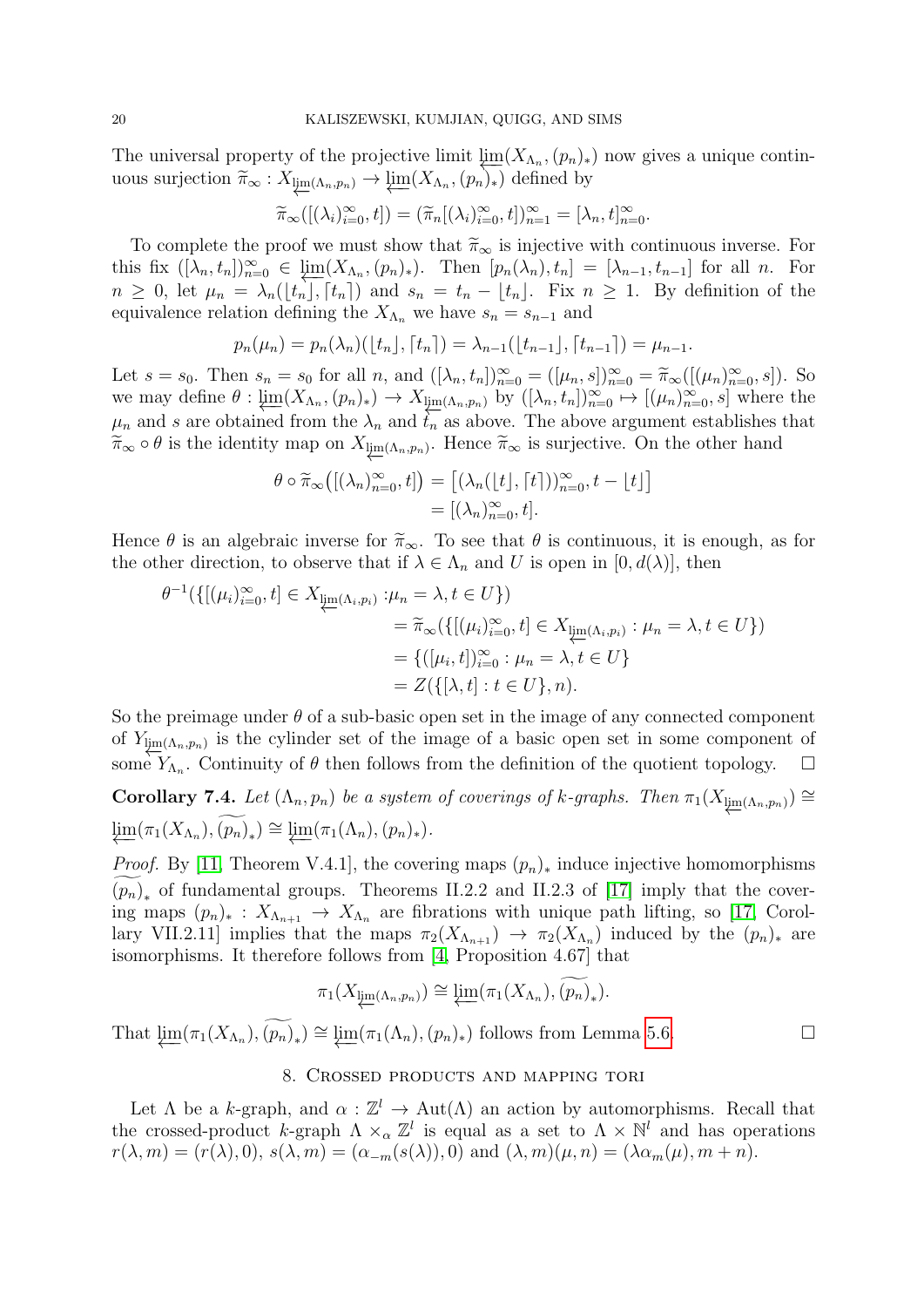The universal property of the projective limit $\varprojlim(X_{\Lambda_n}, (p_n)_*)$ now gives a unique continuous surjection $\widetilde{\pi}_\infty : X_{\varprojlim(\Lambda_n, p_n)} \to \varprojlim(X_{\Lambda_n}, (p_n)_*)$ defined by

$$\widetilde{\pi}_\infty([(\lambda_i)_{i=0}^\infty, t]) = (\widetilde{\pi}_n[(\lambda_i)_{i=0}^\infty, t])_{n=1}^\infty = [\lambda_n, t]_{n=0}^\infty.$$

To complete the proof we must show that $\widetilde{\pi}_\infty$ is injective with continuous inverse. For this fix $([\lambda_n, t_n])_{n=0}^\infty \in \varprojlim(X_{\Lambda_n}, (p_n)_*)$. Then $[p_n(\lambda_n), t_n] = [\lambda_{n-1}, t_{n-1}]$ for all $n$. For $n \geq 0$, let $\mu_n = \lambda_n(\lfloor t_n \rfloor, \lceil t_n \rceil)$ and $s_n = t_n - \lfloor t_n \rfloor$. Fix $n \geq 1$. By definition of the equivalence relation defining the $X_{\Lambda_n}$ we have $s_n = s_{n-1}$ and

$$p_n(\mu_n) = p_n(\lambda_n)(\lfloor t_n \rfloor, \lceil t_n \rceil) = \lambda_{n-1}(\lfloor t_{n-1} \rfloor, \lceil t_{n-1} \rceil) = \mu_{n-1}.$$

Let $s = s_0$. Then $s_n = s_0$ for all $n$, and $([\lambda_n, t_n])_{n=0}^\infty = ([\mu_n, s])_{n=0}^\infty = \widetilde{\pi}_\infty([(\mu_n)_{n=0}^\infty, s])$. So we may define $\theta : \varprojlim(X_{\Lambda_n}, (p_n)_*) \to X_{\varprojlim(\Lambda_n, p_n)}$ by $([\lambda_n, t_n])_{n=0}^\infty \mapsto [(\mu_n)_{n=0}^\infty, s]$ where the $\mu_n$ and $s$ are obtained from the $\lambda_n$ and $t_n$ as above. The above argument establishes that $\widetilde{\pi}_\infty \circ \theta$ is the identity map on $X_{\varprojlim(\Lambda_n, p_n)}$. Hence $\widetilde{\pi}_\infty$ is surjective. On the other hand

$$\begin{aligned}
\theta \circ \widetilde{\pi}_\infty\big([(\lambda_n)_{n=0}^\infty, t]\big) &= \big[(\lambda_n(\lfloor t \rfloor, \lceil t \rceil))_{n=0}^\infty, t - \lfloor t \rfloor\big] \\
&= [(\lambda_n)_{n=0}^\infty, t].
\end{aligned}$$

Hence $\theta$ is an algebraic inverse for $\widetilde{\pi}_\infty$. To see that $\theta$ is continuous, it is enough, as for the other direction, to observe that if $\lambda \in \Lambda_n$ and $U$ is open in $[0, d(\lambda)]$, then

$$\begin{aligned}
\theta^{-1}(\{[(\mu_i)_{i=0}^\infty, t] \in X_{\varprojlim(\Lambda_i, p_i)} :\, & \mu_n = \lambda, t \in U\}) \\
&= \widetilde{\pi}_\infty(\{[(\mu_i)_{i=0}^\infty, t] \in X_{\varprojlim(\Lambda_i, p_i)} : \mu_n = \lambda, t \in U\}) \\
&= \{([\mu_i, t])_{i=0}^\infty : \mu_n = \lambda, t \in U\} \\
&= Z(\{[\lambda, t] : t \in U\}, n).
\end{aligned}$$

So the preimage under $\theta$ of a sub-basic open set in the image of any connected component of $Y_{\varprojlim(\Lambda_n, p_n)}$ is the cylinder set of the image of a basic open set in some component of some $Y_{\Lambda_n}$. Continuity of $\theta$ then follows from the definition of the quotient topology. $\square$

**Corollary 7.4.** *Let $(\Lambda_n, p_n)$ be a system of coverings of $k$-graphs. Then $\pi_1(X_{\varprojlim(\Lambda_n, p_n)}) \cong \varprojlim(\pi_1(X_{\Lambda_n}), \widetilde{(p_n)}_*) \cong \varprojlim(\pi_1(\Lambda_n), (p_n)_*)$.*

*Proof.* By [11, Theorem V.4.1], the covering maps $(p_n)_*$ induce injective homomorphisms $\widetilde{(p_n)}_*$ of fundamental groups. Theorems II.2.2 and II.2.3 of [17] imply that the covering maps $(p_n)_* : X_{\Lambda_{n+1}} \to X_{\Lambda_n}$ are fibrations with unique path lifting, so [17, Corollary VII.2.11] implies that the maps $\pi_2(X_{\Lambda_{n+1}}) \to \pi_2(X_{\Lambda_n})$ induced by the $(p_n)_*$ are isomorphisms. It therefore follows from [4, Proposition 4.67] that

$$\pi_1(X_{\varprojlim(\Lambda_n, p_n)}) \cong \varprojlim(\pi_1(X_{\Lambda_n}), \widetilde{(p_n)}_*).$$

That $\varprojlim(\pi_1(X_{\Lambda_n}), \widetilde{(p_n)}_*) \cong \varprojlim(\pi_1(\Lambda_n), (p_n)_*)$ follows from Lemma 5.6. $\square$

## 8. Crossed products and mapping tori

Let $\Lambda$ be a $k$-graph, and $\alpha : \mathbb{Z}^l \to \operatorname{Aut}(\Lambda)$ an action by automorphisms. Recall that the crossed-product $k$-graph $\Lambda \times_\alpha \mathbb{Z}^l$ is equal as a set to $\Lambda \times \mathbb{N}^l$ and has operations $r(\lambda, m) = (r(\lambda), 0)$, $s(\lambda, m) = (\alpha_{-m}(s(\lambda)), 0)$ and $(\lambda, m)(\mu, n) = (\lambda\alpha_m(\mu), m + n)$.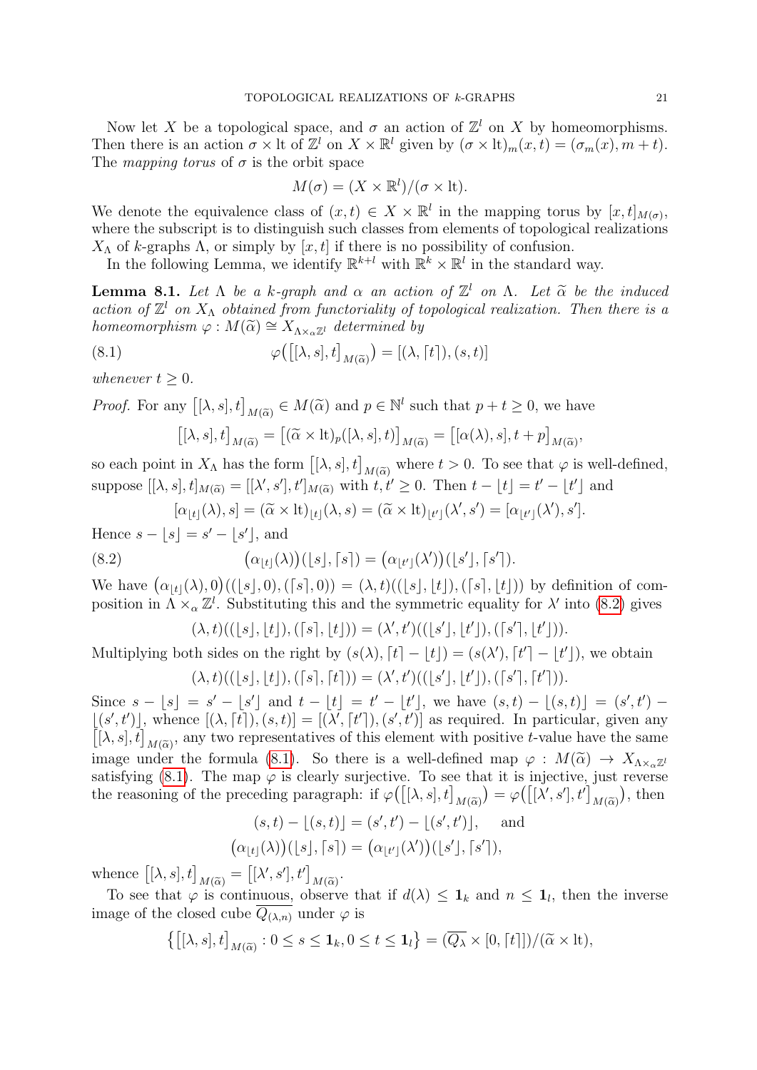Now let $X$ be a topological space, and $\sigma$ an action of $\mathbb{Z}^l$ on $X$ by homeomorphisms. Then there is an action $\sigma \times \mathrm{lt}$ of $\mathbb{Z}^l$ on $X \times \mathbb{R}^l$ given by $(\sigma \times \mathrm{lt})_m(x,t) = (\sigma_m(x), m+t)$. The *mapping torus* of $\sigma$ is the orbit space

$$M(\sigma) = (X \times \mathbb{R}^l)/(\sigma \times \mathrm{lt}).$$

We denote the equivalence class of $(x,t) \in X \times \mathbb{R}^l$ in the mapping torus by $[x,t]_{M(\sigma)}$, where the subscript is to distinguish such classes from elements of topological realizations $X_\Lambda$ of $k$-graphs $\Lambda$, or simply by $[x,t]$ if there is no possibility of confusion.

In the following Lemma, we identify $\mathbb{R}^{k+l}$ with $\mathbb{R}^k \times \mathbb{R}^l$ in the standard way.

**Lemma 8.1.** *Let $\Lambda$ be a $k$-graph and $\alpha$ an action of $\mathbb{Z}^l$ on $\Lambda$. Let $\widetilde{\alpha}$ be the induced action of $\mathbb{Z}^l$ on $X_\Lambda$ obtained from functoriality of topological realization. Then there is a homeomorphism $\varphi : M(\widetilde{\alpha}) \cong X_{\Lambda \times_\alpha \mathbb{Z}^l}$ determined by*

$$\varphi\big(\big[[\lambda, s], t\big]_{M(\widetilde{\alpha})}\big) = [(\lambda, \lceil t \rceil), (s,t)] \tag{8.1}$$

*whenever $t \geq 0$.*

*Proof.* For any $\big[[\lambda, s], t\big]_{M(\widetilde{\alpha})} \in M(\widetilde{\alpha})$ and $p \in \mathbb{N}^l$ such that $p + t \geq 0$, we have

$$\big[[\lambda, s], t\big]_{M(\widetilde{\alpha})} = \big[(\widetilde{\alpha} \times \mathrm{lt})_p([\lambda, s], t)\big]_{M(\widetilde{\alpha})} = \big[[\alpha(\lambda), s], t+p\big]_{M(\widetilde{\alpha})},$$

so each point in $X_\Lambda$ has the form $\big[[\lambda, s], t\big]_{M(\widetilde{\alpha})}$ where $t > 0$. To see that $\varphi$ is well-defined, suppose $[[\lambda, s], t]_{M(\widetilde{\alpha})} = [[\lambda', s'], t']_{M(\widetilde{\alpha})}$ with $t, t' \geq 0$. Then $t - \lfloor t \rfloor = t' - \lfloor t' \rfloor$ and

$$[\alpha_{\lfloor t \rfloor}(\lambda), s] = (\widetilde{\alpha} \times \mathrm{lt})_{\lfloor t \rfloor}(\lambda, s) = (\widetilde{\alpha} \times \mathrm{lt})_{\lfloor t' \rfloor}(\lambda', s') = [\alpha_{\lfloor t' \rfloor}(\lambda'), s'].$$

Hence $s - \lfloor s \rfloor = s' - \lfloor s' \rfloor$, and

$$\big(\alpha_{\lfloor t \rfloor}(\lambda)\big)(\lfloor s \rfloor, \lceil s \rceil) = \big(\alpha_{\lfloor t' \rfloor}(\lambda')\big)(\lfloor s' \rfloor, \lceil s' \rceil). \tag{8.2}$$

We have $\big(\alpha_{\lfloor t \rfloor}(\lambda), 0\big)((\lfloor s \rfloor, 0), (\lceil s \rceil, 0)) = (\lambda, t)((\lfloor s \rfloor, \lfloor t \rfloor), (\lceil s \rceil, \lfloor t \rfloor))$ by definition of composition in $\Lambda \times_\alpha \mathbb{Z}^l$. Substituting this and the symmetric equality for $\lambda'$ into (8.2) gives

$$(\lambda, t)((\lfloor s \rfloor, \lfloor t \rfloor), (\lceil s \rceil, \lfloor t \rfloor)) = (\lambda', t')((\lfloor s' \rfloor, \lfloor t' \rfloor), (\lceil s' \rceil, \lfloor t' \rfloor)).$$

Multiplying both sides on the right by $(s(\lambda), \lceil t \rceil - \lfloor t \rfloor) = (s(\lambda'), \lceil t' \rceil - \lfloor t' \rfloor)$, we obtain

$$(\lambda, t)((\lfloor s \rfloor, \lfloor t \rfloor), (\lceil s \rceil, \lceil t \rceil)) = (\lambda', t')((\lfloor s' \rfloor, \lfloor t' \rfloor), (\lceil s' \rceil, \lceil t' \rceil)).$$

Since $s - \lfloor s \rfloor = s' - \lfloor s' \rfloor$ and $t - \lfloor t \rfloor = t' - \lfloor t' \rfloor$, we have $(s,t) - \lfloor (s,t) \rfloor = (s', t') - \lfloor (s', t') \rfloor$, whence $[(\lambda, \lceil t \rceil), (s,t)] = [(\lambda', \lceil t' \rceil), (s', t')]$ as required. In particular, given any $\big[[\lambda, s], t\big]_{M(\widetilde{\alpha})}$, any two representatives of this element with positive $t$-value have the same image under the formula (8.1). So there is a well-defined map $\varphi : M(\widetilde{\alpha}) \to X_{\Lambda \times_\alpha \mathbb{Z}^l}$ satisfying (8.1). The map $\varphi$ is clearly surjective. To see that it is injective, just reverse the reasoning of the preceding paragraph: if $\varphi\big(\big[[\lambda, s], t\big]_{M(\widetilde{\alpha})}\big) = \varphi\big(\big[[\lambda', s'], t'\big]_{M(\widetilde{\alpha})}\big)$, then

$$(s,t) - \lfloor (s,t) \rfloor = (s', t') - \lfloor (s', t') \rfloor, \quad \text{and}$$
$$\big(\alpha_{\lfloor t \rfloor}(\lambda)\big)(\lfloor s \rfloor, \lceil s \rceil) = \big(\alpha_{\lfloor t' \rfloor}(\lambda')\big)(\lfloor s' \rfloor, \lceil s' \rceil),$$

whence $\big[[\lambda, s], t\big]_{M(\widetilde{\alpha})} = \big[[\lambda', s'], t'\big]_{M(\widetilde{\alpha})}$.

To see that $\varphi$ is continuous, observe that if $d(\lambda) \leq \mathbf{1}_k$ and $n \leq \mathbf{1}_l$, then the inverse image of the closed cube $\overline{Q_{(\lambda, n)}}$ under $\varphi$ is

$$\big\{\big[[\lambda, s], t\big]_{M(\widetilde{\alpha})} : 0 \leq s \leq \mathbf{1}_k, 0 \leq t \leq \mathbf{1}_l\big\} = (\overline{Q_\lambda} \times [0, \lceil t \rceil])/(\widetilde{\alpha} \times \mathrm{lt}),$$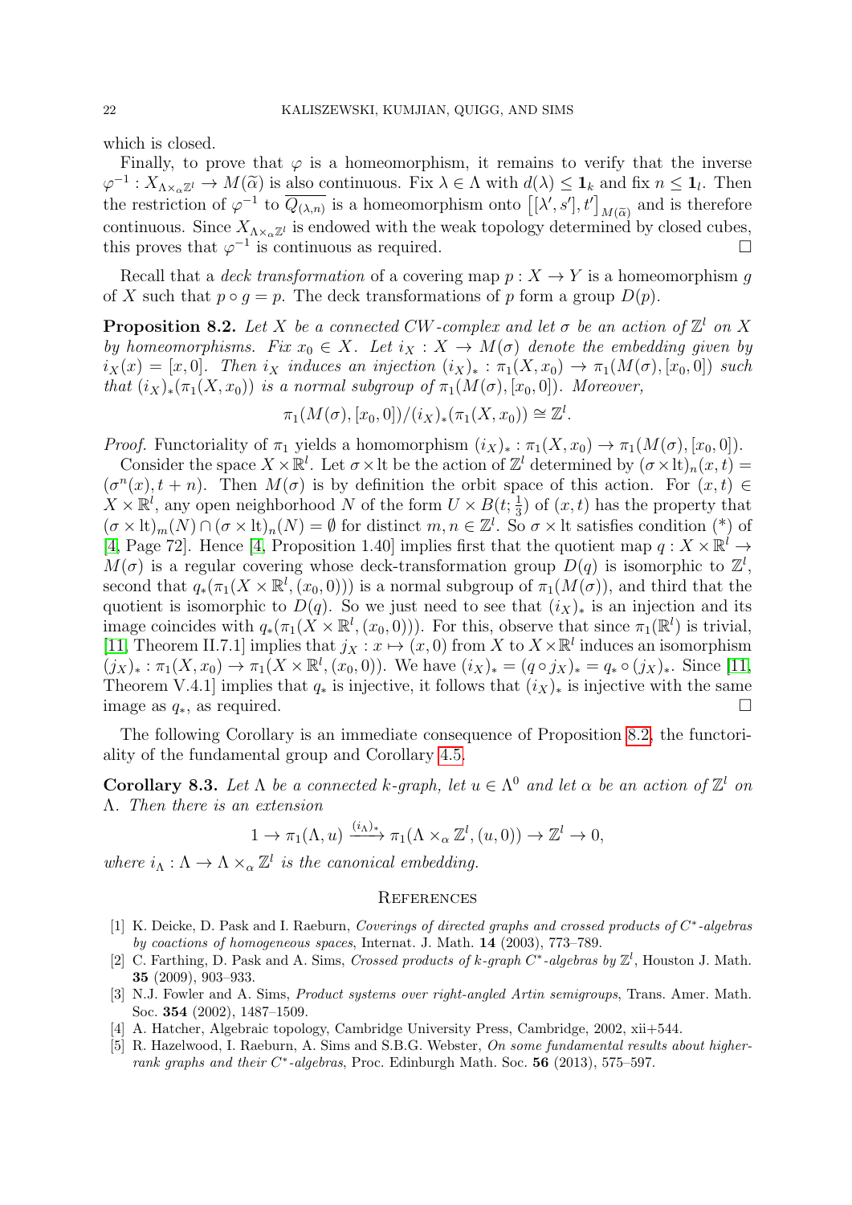which is closed.

Finally, to prove that $\varphi$ is a homeomorphism, it remains to verify that the inverse $\varphi^{-1} : X_{\Lambda\times_\alpha \mathbb{Z}^l} \to M(\widetilde{\alpha})$ is also continuous. Fix $\lambda \in \Lambda$ with $d(\lambda) \leq \mathbf{1}_k$ and fix $n \leq \mathbf{1}_l$. Then the restriction of $\varphi^{-1}$ to $\overline{Q_{(\lambda,n)}}$ is a homeomorphism onto $\big[[\lambda', s'], t'\big]_{M(\widetilde{\alpha})}$ and is therefore continuous. Since $X_{\Lambda\times_\alpha \mathbb{Z}^l}$ is endowed with the weak topology determined by closed cubes, this proves that $\varphi^{-1}$ is continuous as required. □

Recall that a *deck transformation* of a covering map $p : X \to Y$ is a homeomorphism $g$ of $X$ such that $p \circ g = p$. The deck transformations of $p$ form a group $D(p)$.

**Proposition 8.2.** *Let $X$ be a connected CW-complex and let $\sigma$ be an action of $\mathbb{Z}^l$ on $X$ by homeomorphisms. Fix $x_0 \in X$. Let $i_X : X \to M(\sigma)$ denote the embedding given by $i_X(x) = [x, 0]$. Then $i_X$ induces an injection $(i_X)_* : \pi_1(X, x_0) \to \pi_1(M(\sigma), [x_0, 0])$ such that $(i_X)_*(\pi_1(X, x_0))$ is a normal subgroup of $\pi_1(M(\sigma), [x_0, 0])$. Moreover,*

$$\pi_1(M(\sigma), [x_0, 0])/(i_X)_*(\pi_1(X, x_0)) \cong \mathbb{Z}^l.$$

*Proof.* Functoriality of $\pi_1$ yields a homomorphism $(i_X)_* : \pi_1(X, x_0) \to \pi_1(M(\sigma), [x_0, 0])$.

Consider the space $X \times \mathbb{R}^l$. Let $\sigma \times \mathrm{lt}$ be the action of $\mathbb{Z}^l$ determined by $(\sigma \times \mathrm{lt})_n(x, t) = (\sigma^n(x), t + n)$. Then $M(\sigma)$ is by definition the orbit space of this action. For $(x, t) \in X \times \mathbb{R}^l$, any open neighborhood $N$ of the form $U \times B(t; \frac{1}{3})$ of $(x, t)$ has the property that $(\sigma \times \mathrm{lt})_m(N) \cap (\sigma \times \mathrm{lt})_n(N) = \emptyset$ for distinct $m, n \in \mathbb{Z}^l$. So $\sigma \times \mathrm{lt}$ satisfies condition (*) of [4, Page 72]. Hence [4, Proposition 1.40] implies first that the quotient map $q : X \times \mathbb{R}^l \to M(\sigma)$ is a regular covering whose deck-transformation group $D(q)$ is isomorphic to $\mathbb{Z}^l$, second that $q_*(\pi_1(X \times \mathbb{R}^l, (x_0, 0)))$ is a normal subgroup of $\pi_1(M(\sigma))$, and third that the quotient is isomorphic to $D(q)$. So we just need to see that $(i_X)_*$ is an injection and its image coincides with $q_*(\pi_1(X \times \mathbb{R}^l, (x_0, 0)))$. For this, observe that since $\pi_1(\mathbb{R}^l)$ is trivial, [11, Theorem II.7.1] implies that $j_X : x \mapsto (x, 0)$ from $X$ to $X \times \mathbb{R}^l$ induces an isomorphism $(j_X)_* : \pi_1(X, x_0) \to \pi_1(X \times \mathbb{R}^l, (x_0, 0))$. We have $(i_X)_* = (q \circ j_X)_* = q_* \circ (j_X)_*$. Since [11, Theorem V.4.1] implies that $q_*$ is injective, it follows that $(i_X)_*$ is injective with the same image as $q_*$, as required. □

The following Corollary is an immediate consequence of Proposition 8.2, the functoriality of the fundamental group and Corollary 4.5.

**Corollary 8.3.** *Let $\Lambda$ be a connected $k$-graph, let $u \in \Lambda^0$ and let $\alpha$ be an action of $\mathbb{Z}^l$ on $\Lambda$. Then there is an extension*

$$1 \to \pi_1(\Lambda, u) \xrightarrow{(i_\Lambda)_*} \pi_1(\Lambda \times_\alpha \mathbb{Z}^l, (u, 0)) \to \mathbb{Z}^l \to 0,$$

*where $i_\Lambda : \Lambda \to \Lambda \times_\alpha \mathbb{Z}^l$ is the canonical embedding.*

## References

[1] K. Deicke, D. Pask and I. Raeburn, *Coverings of directed graphs and crossed products of $C^*$-algebras by coactions of homogeneous spaces*, Internat. J. Math. **14** (2003), 773–789.

[2] C. Farthing, D. Pask and A. Sims, *Crossed products of $k$-graph $C^*$-algebras by $\mathbb{Z}^l$*, Houston J. Math. **35** (2009), 903–933.

[3] N.J. Fowler and A. Sims, *Product systems over right-angled Artin semigroups*, Trans. Amer. Math. Soc. **354** (2002), 1487–1509.

[4] A. Hatcher, Algebraic topology, Cambridge University Press, Cambridge, 2002, xii+544.

[5] R. Hazelwood, I. Raeburn, A. Sims and S.B.G. Webster, *On some fundamental results about higher-rank graphs and their $C^*$-algebras*, Proc. Edinburgh Math. Soc. **56** (2013), 575–597.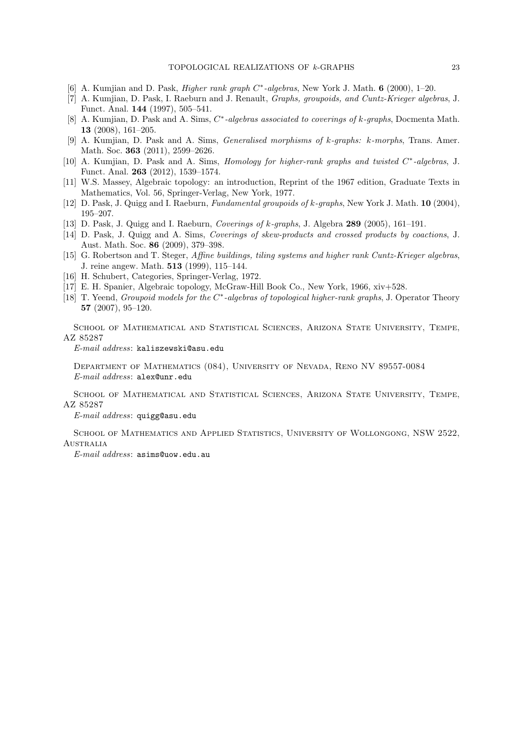[6] A. Kumjian and D. Pask, *Higher rank graph $C^*$-algebras*, New York J. Math. **6** (2000), 1–20.

[7] A. Kumjian, D. Pask, I. Raeburn and J. Renault, *Graphs, groupoids, and Cuntz-Krieger algebras*, J. Funct. Anal. **144** (1997), 505–541.

[8] A. Kumjian, D. Pask and A. Sims, *$C^*$-algebras associated to coverings of $k$-graphs*, Docmenta Math. **13** (2008), 161–205.

[9] A. Kumjian, D. Pask and A. Sims, *Generalised morphisms of $k$-graphs: $k$-morphs*, Trans. Amer. Math. Soc. **363** (2011), 2599–2626.

[10] A. Kumjian, D. Pask and A. Sims, *Homology for higher-rank graphs and twisted $C^*$-algebras*, J. Funct. Anal. **263** (2012), 1539–1574.

[11] W.S. Massey, Algebraic topology: an introduction, Reprint of the 1967 edition, Graduate Texts in Mathematics, Vol. 56, Springer-Verlag, New York, 1977.

[12] D. Pask, J. Quigg and I. Raeburn, *Fundamental groupoids of $k$-graphs*, New York J. Math. **10** (2004), 195–207.

[13] D. Pask, J. Quigg and I. Raeburn, *Coverings of $k$-graphs*, J. Algebra **289** (2005), 161–191.

[14] D. Pask, J. Quigg and A. Sims, *Coverings of skew-products and crossed products by coactions*, J. Aust. Math. Soc. **86** (2009), 379–398.

[15] G. Robertson and T. Steger, *Affine buildings, tiling systems and higher rank Cuntz-Krieger algebras*, J. reine angew. Math. **513** (1999), 115–144.

[16] H. Schubert, Categories, Springer-Verlag, 1972.

[17] E. H. Spanier, Algebraic topology, McGraw-Hill Book Co., New York, 1966, xiv+528.

[18] T. Yeend, *Groupoid models for the $C^*$-algebras of topological higher-rank graphs*, J. Operator Theory **57** (2007), 95–120.

School of Mathematical and Statistical Sciences, Arizona State University, Tempe, AZ 85287

*E-mail address*: kaliszewski@asu.edu

Department of Mathematics (084), University of Nevada, Reno NV 89557-0084

*E-mail address*: alex@unr.edu

School of Mathematical and Statistical Sciences, Arizona State University, Tempe, AZ 85287

*E-mail address*: quigg@asu.edu

School of Mathematics and Applied Statistics, University of Wollongong, NSW 2522, Australia

*E-mail address*: asims@uow.edu.au